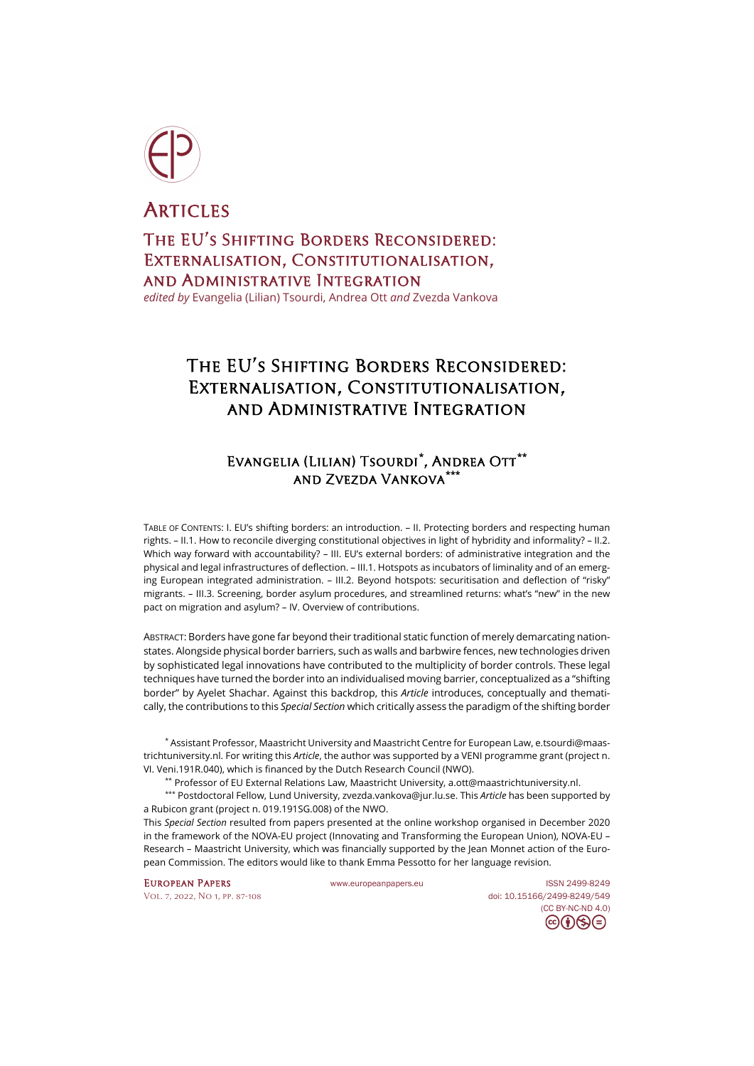# Articles

## The EU's Shifting Borders Reconsidered: Externalisation, Constitutionalisation, and Administrative Integration

*edited by* Evangelia (Lilian) Tsourdi, Andrea Ott *and* Zvezda Vankova

# The EU's Shifting Borders Reconsidered: Externalisation, Constitutionalisation, and Administrative Integration

### Evangelia (Lilian) Tsourdi[*], Andrea Ott[**] and Zvezda Vankova[***]

Table of Contents: I. EU's shifting borders: an introduction. – II. Protecting borders and respecting human rights. – II.1. How to reconcile diverging constitutional objectives in light of hybridity and informality? – II.2. Which way forward with accountability? – III. EU's external borders: of administrative integration and the physical and legal infrastructures of deflection. – III.1. Hotspots as incubators of liminality and of an emerging European integrated administration. – III.2. Beyond hotspots: securitisation and deflection of "risky" migrants. – III.3. Screening, border asylum procedures, and streamlined returns: what's "new" in the new pact on migration and asylum? – IV. Overview of contributions.

Abstract: Borders have gone far beyond their traditional static function of merely demarcating nation-states. Alongside physical border barriers, such as walls and barbwire fences, new technologies driven by sophisticated legal innovations have contributed to the multiplicity of border controls. These legal techniques have turned the border into an individualised moving barrier, conceptualized as a "shifting border" by Ayelet Shachar. Against this backdrop, this *Article* introduces, conceptually and thematically, the contributions to this *Special Section* which critically assess the paradigm of the shifting border

[*] Assistant Professor, Maastricht University and Maastricht Centre for European Law, e.tsourdi@maastrichtuniversity.nl. For writing this *Article*, the author was supported by a VENI programme grant (project n. VI. Veni.191R.040), which is financed by the Dutch Research Council (NWO).

[**] Professor of EU External Relations Law, Maastricht University, a.ott@maastrichtuniversity.nl.

[***] Postdoctoral Fellow, Lund University, zvezda.vankova@jur.lu.se. This *Article* has been supported by a Rubicon grant (project n. 019.191SG.008) of the NWO.

This *Special Section* resulted from papers presented at the online workshop organised in December 2020 in the framework of the NOVA-EU project (Innovating and Transforming the European Union), NOVA-EU – Research – Maastricht University, which was financially supported by the Jean Monnet action of the European Commission. The editors would like to thank Emma Pessotto for her language revision.

www.europeanpapers.eu
ISSN 2499-8249
doi: 10.15166/2499-8249/549
(CC BY-NC-ND 4.0)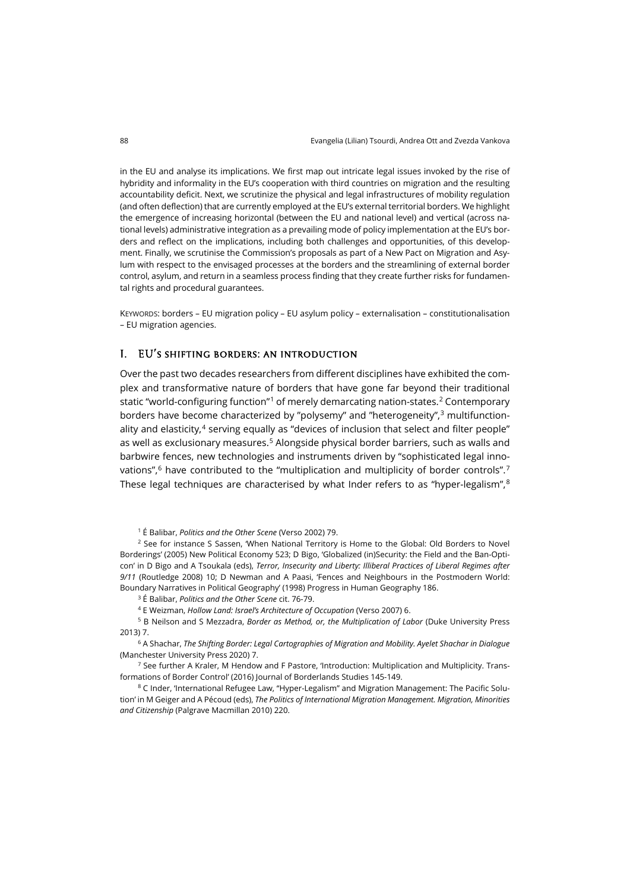in the EU and analyse its implications. We first map out intricate legal issues invoked by the rise of hybridity and informality in the EU's cooperation with third countries on migration and the resulting accountability deficit. Next, we scrutinize the physical and legal infrastructures of mobility regulation (and often deflection) that are currently employed at the EU's external territorial borders. We highlight the emergence of increasing horizontal (between the EU and national level) and vertical (across national levels) administrative integration as a prevailing mode of policy implementation at the EU's borders and reflect on the implications, including both challenges and opportunities, of this development. Finally, we scrutinise the Commission's proposals as part of a New Pact on Migration and Asylum with respect to the envisaged processes at the borders and the streamlining of external border control, asylum, and return in a seamless process finding that they create further risks for fundamental rights and procedural guarantees.

KEYWORDS: borders – EU migration policy – EU asylum policy – externalisation – constitutionalisation – EU migration agencies.

## I. EU's shifting borders: an introduction

Over the past two decades researchers from different disciplines have exhibited the complex and transformative nature of borders that have gone far beyond their traditional static "world-configuring function"[1] of merely demarcating nation-states.[2] Contemporary borders have become characterized by "polysemy" and "heterogeneity",[3] multifunctionality and elasticity,[4] serving equally as "devices of inclusion that select and filter people" as well as exclusionary measures.[5] Alongside physical border barriers, such as walls and barbwire fences, new technologies and instruments driven by "sophisticated legal innovations",[6] have contributed to the "multiplication and multiplicity of border controls".[7] These legal techniques are characterised by what Inder refers to as "hyper-legalism",[8]

[1] É Balibar, *Politics and the Other Scene* (Verso 2002) 79.

[2] See for instance S Sassen, 'When National Territory is Home to the Global: Old Borders to Novel Borderings' (2005) New Political Economy 523; D Bigo, 'Globalized (in)Security: the Field and the Ban-Opticon' in D Bigo and A Tsoukala (eds), *Terror, Insecurity and Liberty: Illiberal Practices of Liberal Regimes after 9/11* (Routledge 2008) 10; D Newman and A Paasi, 'Fences and Neighbours in the Postmodern World: Boundary Narratives in Political Geography' (1998) Progress in Human Geography 186.

[3] É Balibar, *Politics and the Other Scene* cit. 76-79.

[4] E Weizman, *Hollow Land: Israel's Architecture of Occupation* (Verso 2007) 6.

[5] B Neilson and S Mezzadra, *Border as Method, or, the Multiplication of Labor* (Duke University Press 2013) 7.

[6] A Shachar, *The Shifting Border: Legal Cartographies of Migration and Mobility. Ayelet Shachar in Dialogue* (Manchester University Press 2020) 7.

[7] See further A Kraler, M Hendow and F Pastore, 'Introduction: Multiplication and Multiplicity. Transformations of Border Control' (2016) Journal of Borderlands Studies 145-149.

[8] C Inder, 'International Refugee Law, "Hyper-Legalism" and Migration Management: The Pacific Solution' in M Geiger and A Pécoud (eds), *The Politics of International Migration Management. Migration, Minorities and Citizenship* (Palgrave Macmillan 2010) 220.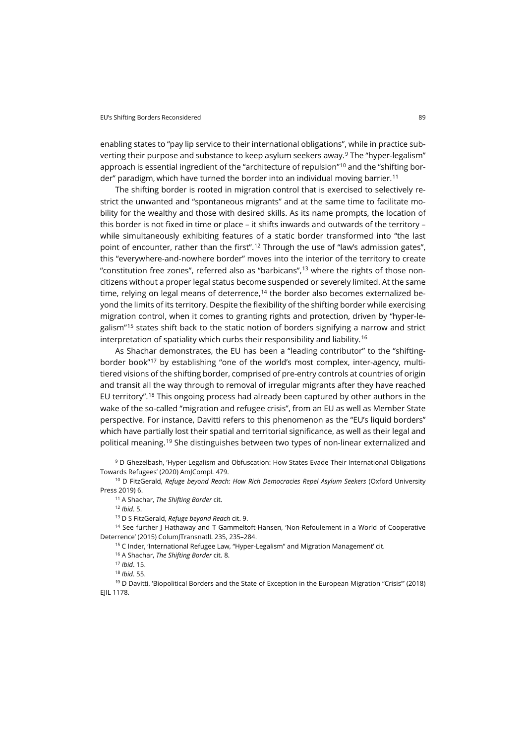enabling states to "pay lip service to their international obligations", while in practice subverting their purpose and substance to keep asylum seekers away.[9] The "hyper-legalism" approach is essential ingredient of the "architecture of repulsion"[10] and the "shifting border" paradigm, which have turned the border into an individual moving barrier.[11]

The shifting border is rooted in migration control that is exercised to selectively restrict the unwanted and "spontaneous migrants" and at the same time to facilitate mobility for the wealthy and those with desired skills. As its name prompts, the location of this border is not fixed in time or place – it shifts inwards and outwards of the territory – while simultaneously exhibiting features of a static border transformed into "the last point of encounter, rather than the first".[12] Through the use of "law's admission gates", this "everywhere-and-nowhere border" moves into the interior of the territory to create "constitution free zones", referred also as "barbicans",[13] where the rights of those non-citizens without a proper legal status become suspended or severely limited. At the same time, relying on legal means of deterrence,[14] the border also becomes externalized beyond the limits of its territory. Despite the flexibility of the shifting border while exercising migration control, when it comes to granting rights and protection, driven by "hyper-legalism"[15] states shift back to the static notion of borders signifying a narrow and strict interpretation of spatiality which curbs their responsibility and liability.[16]

As Shachar demonstrates, the EU has been a "leading contributor" to the "shifting-border book"[17] by establishing "one of the world's most complex, inter-agency, multi-tiered visions of the shifting border, comprised of pre-entry controls at countries of origin and transit all the way through to removal of irregular migrants after they have reached EU territory".[18] This ongoing process had already been captured by other authors in the wake of the so-called "migration and refugee crisis", from an EU as well as Member State perspective. For instance, Davitti refers to this phenomenon as the "EU's liquid borders" which have partially lost their spatial and territorial significance, as well as their legal and political meaning.[19] She distinguishes between two types of non-linear externalized and

[9] D Ghezelbash, 'Hyper-Legalism and Obfuscation: How States Evade Their International Obligations Towards Refugees' (2020) AmJCompL 479.

[10] D FitzGerald, *Refuge beyond Reach: How Rich Democracies Repel Asylum Seekers* (Oxford University Press 2019) 6.

[11] A Shachar, *The Shifting Border* cit.

[12] *Ibid*. 5.

[13] D S FitzGerald, *Refuge beyond Reach* cit. 9.

[14] See further J Hathaway and T Gammeltoft-Hansen, 'Non-Refoulement in a World of Cooperative Deterrence' (2015) ColumJTransnatlL 235, 235–284.

[15] C Inder, 'International Refugee Law, "Hyper-Legalism" and Migration Management' cit.

[16] A Shachar, *The Shifting Border* cit. 8.

[17] *Ibid*. 15.

[18] *Ibid*. 55.

[19] D Davitti, 'Biopolitical Borders and the State of Exception in the European Migration "Crisis"' (2018) EJIL 1178.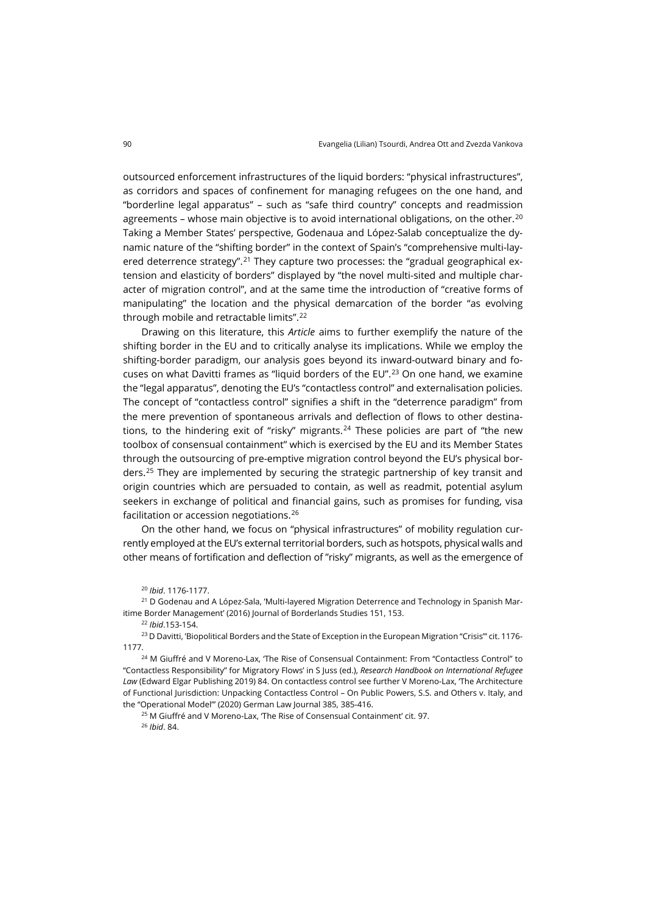outsourced enforcement infrastructures of the liquid borders: "physical infrastructures", as corridors and spaces of confinement for managing refugees on the one hand, and "borderline legal apparatus" – such as "safe third country" concepts and readmission agreements – whose main objective is to avoid international obligations, on the other.[20] Taking a Member States' perspective, Godenaua and López-Salab conceptualize the dynamic nature of the "shifting border" in the context of Spain's "comprehensive multi-layered deterrence strategy".[21] They capture two processes: the "gradual geographical extension and elasticity of borders" displayed by "the novel multi-sited and multiple character of migration control", and at the same time the introduction of "creative forms of manipulating" the location and the physical demarcation of the border "as evolving through mobile and retractable limits".[22]

Drawing on this literature, this *Article* aims to further exemplify the nature of the shifting border in the EU and to critically analyse its implications. While we employ the shifting-border paradigm, our analysis goes beyond its inward-outward binary and focuses on what Davitti frames as "liquid borders of the EU".[23] On one hand, we examine the "legal apparatus", denoting the EU's "contactless control" and externalisation policies. The concept of "contactless control" signifies a shift in the "deterrence paradigm" from the mere prevention of spontaneous arrivals and deflection of flows to other destinations, to the hindering exit of "risky" migrants.[24] These policies are part of "the new toolbox of consensual containment" which is exercised by the EU and its Member States through the outsourcing of pre-emptive migration control beyond the EU's physical borders.[25] They are implemented by securing the strategic partnership of key transit and origin countries which are persuaded to contain, as well as readmit, potential asylum seekers in exchange of political and financial gains, such as promises for funding, visa facilitation or accession negotiations.[26]

On the other hand, we focus on "physical infrastructures" of mobility regulation currently employed at the EU's external territorial borders, such as hotspots, physical walls and other means of fortification and deflection of "risky" migrants, as well as the emergence of

[20] *Ibid*. 1176-1177.

[21] D Godenau and A López-Sala, 'Multi-layered Migration Deterrence and Technology in Spanish Maritime Border Management' (2016) Journal of Borderlands Studies 151, 153.

[22] *Ibid*.153-154.

[23] D Davitti, 'Biopolitical Borders and the State of Exception in the European Migration "Crisis"' cit. 1176-1177.

[24] M Giuffré and V Moreno-Lax, 'The Rise of Consensual Containment: From "Contactless Control" to "Contactless Responsibility" for Migratory Flows' in S Juss (ed.), *Research Handbook on International Refugee Law* (Edward Elgar Publishing 2019) 84. On contactless control see further V Moreno-Lax, 'The Architecture of Functional Jurisdiction: Unpacking Contactless Control – On Public Powers, S.S. and Others v. Italy, and the "Operational Model"' (2020) German Law Journal 385, 385-416.

[25] M Giuffré and V Moreno-Lax, 'The Rise of Consensual Containment' cit. 97.

[26] *Ibid*. 84.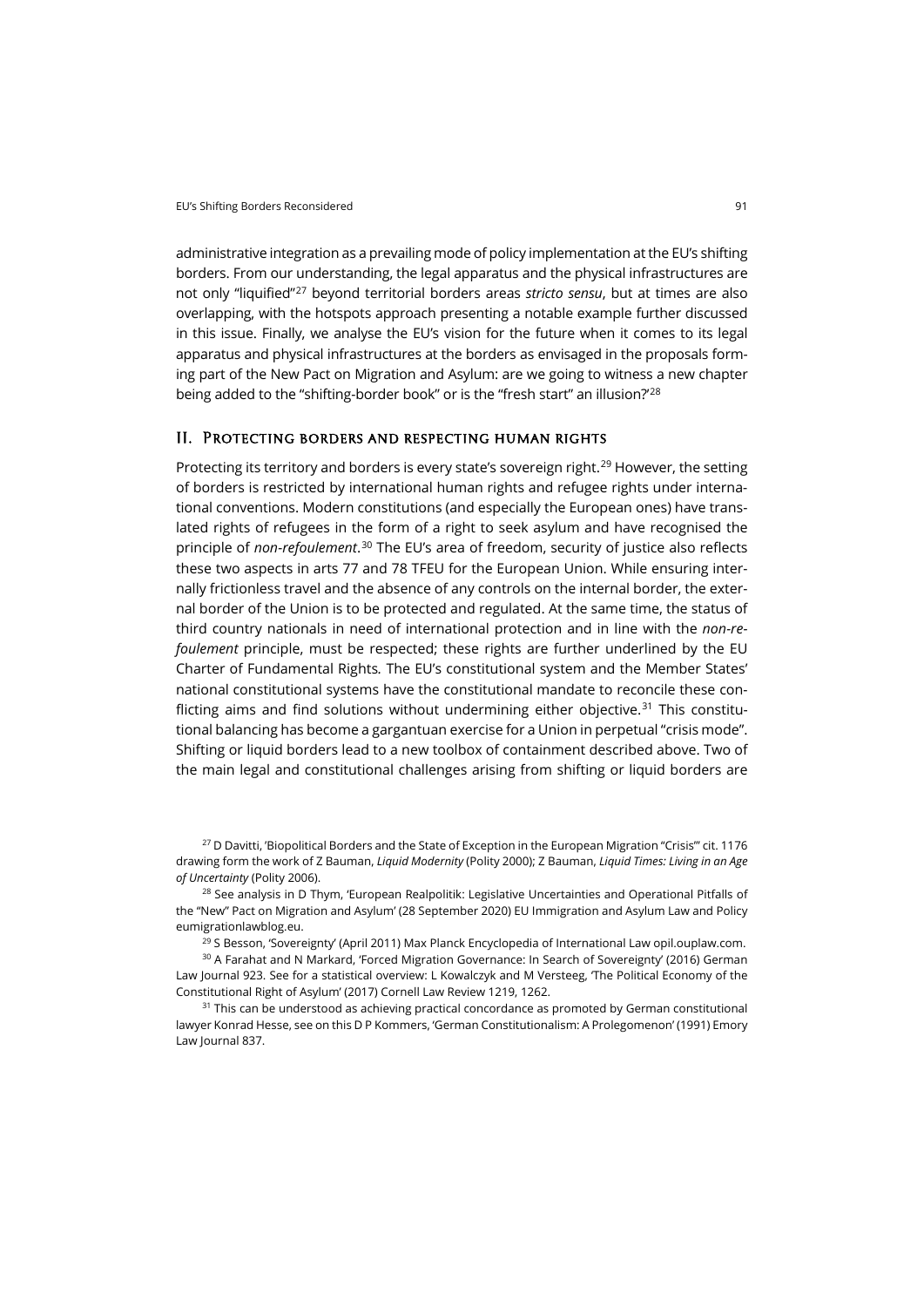administrative integration as a prevailing mode of policy implementation at the EU's shifting borders. From our understanding, the legal apparatus and the physical infrastructures are not only "liquified"[27] beyond territorial borders areas *stricto sensu*, but at times are also overlapping, with the hotspots approach presenting a notable example further discussed in this issue. Finally, we analyse the EU's vision for the future when it comes to its legal apparatus and physical infrastructures at the borders as envisaged in the proposals forming part of the New Pact on Migration and Asylum: are we going to witness a new chapter being added to the "shifting-border book" or is the "fresh start" an illusion?'[28]

## II. Protecting borders and respecting human rights

Protecting its territory and borders is every state's sovereign right.[29] However, the setting of borders is restricted by international human rights and refugee rights under international conventions. Modern constitutions (and especially the European ones) have translated rights of refugees in the form of a right to seek asylum and have recognised the principle of *non-refoulement*.[30] The EU's area of freedom, security of justice also reflects these two aspects in arts 77 and 78 TFEU for the European Union. While ensuring internally frictionless travel and the absence of any controls on the internal border, the external border of the Union is to be protected and regulated. At the same time, the status of third country nationals in need of international protection and in line with the *non-refoulement* principle, must be respected; these rights are further underlined by the EU Charter of Fundamental Rights. The EU's constitutional system and the Member States' national constitutional systems have the constitutional mandate to reconcile these conflicting aims and find solutions without undermining either objective.[31] This constitutional balancing has become a gargantuan exercise for a Union in perpetual "crisis mode". Shifting or liquid borders lead to a new toolbox of containment described above. Two of the main legal and constitutional challenges arising from shifting or liquid borders are

[27] D Davitti, 'Biopolitical Borders and the State of Exception in the European Migration "Crisis"' cit. 1176 drawing form the work of Z Bauman, *Liquid Modernity* (Polity 2000); Z Bauman, *Liquid Times: Living in an Age of Uncertainty* (Polity 2006).

[28] See analysis in D Thym, 'European Realpolitik: Legislative Uncertainties and Operational Pitfalls of the "New" Pact on Migration and Asylum' (28 September 2020) EU Immigration and Asylum Law and Policy eumigrationlawblog.eu.

[29] S Besson, 'Sovereignty' (April 2011) Max Planck Encyclopedia of International Law opil.ouplaw.com.

[30] A Farahat and N Markard, 'Forced Migration Governance: In Search of Sovereignty' (2016) German Law Journal 923. See for a statistical overview: L Kowalczyk and M Versteeg, 'The Political Economy of the Constitutional Right of Asylum' (2017) Cornell Law Review 1219, 1262.

[31] This can be understood as achieving practical concordance as promoted by German constitutional lawyer Konrad Hesse, see on this D P Kommers, 'German Constitutionalism: A Prolegomenon' (1991) Emory Law Journal 837.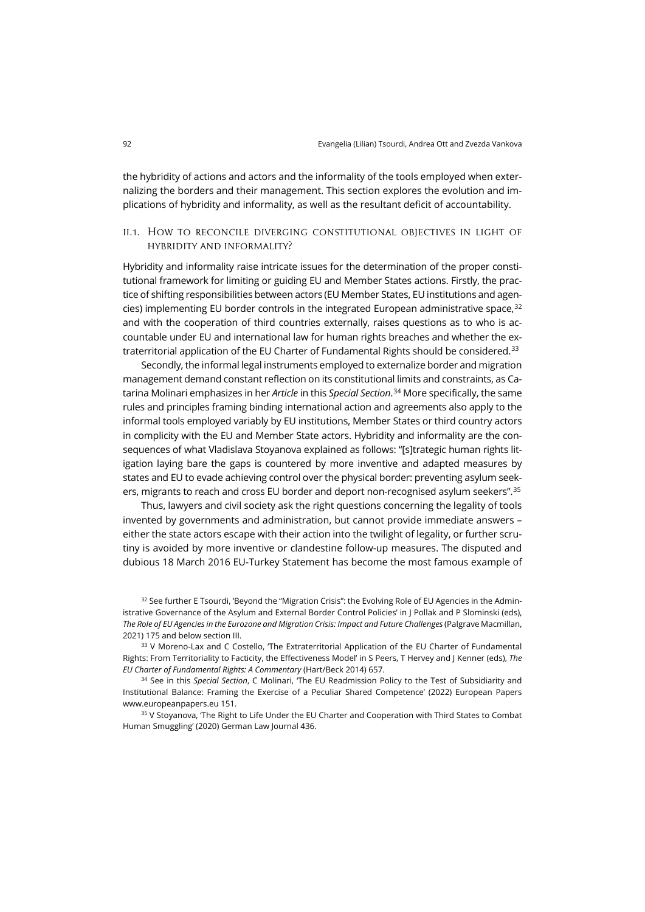the hybridity of actions and actors and the informality of the tools employed when externalizing the borders and their management. This section explores the evolution and implications of hybridity and informality, as well as the resultant deficit of accountability.

### II.1. How to reconcile diverging constitutional objectives in light of hybridity and informality?

Hybridity and informality raise intricate issues for the determination of the proper constitutional framework for limiting or guiding EU and Member States actions. Firstly, the practice of shifting responsibilities between actors (EU Member States, EU institutions and agencies) implementing EU border controls in the integrated European administrative space,[32] and with the cooperation of third countries externally, raises questions as to who is accountable under EU and international law for human rights breaches and whether the extraterritorial application of the EU Charter of Fundamental Rights should be considered.[33]

Secondly, the informal legal instruments employed to externalize border and migration management demand constant reflection on its constitutional limits and constraints, as Catarina Molinari emphasizes in her *Article* in this *Special Section*.[34] More specifically, the same rules and principles framing binding international action and agreements also apply to the informal tools employed variably by EU institutions, Member States or third country actors in complicity with the EU and Member State actors. Hybridity and informality are the consequences of what Vladislava Stoyanova explained as follows: "[s]trategic human rights litigation laying bare the gaps is countered by more inventive and adapted measures by states and EU to evade achieving control over the physical border: preventing asylum seekers, migrants to reach and cross EU border and deport non-recognised asylum seekers".[35]

Thus, lawyers and civil society ask the right questions concerning the legality of tools invented by governments and administration, but cannot provide immediate answers – either the state actors escape with their action into the twilight of legality, or further scrutiny is avoided by more inventive or clandestine follow-up measures. The disputed and dubious 18 March 2016 EU-Turkey Statement has become the most famous example of

[32] See further E Tsourdi, 'Beyond the "Migration Crisis": the Evolving Role of EU Agencies in the Administrative Governance of the Asylum and External Border Control Policies' in J Pollak and P Slominski (eds), *The Role of EU Agencies in the Eurozone and Migration Crisis: Impact and Future Challenges* (Palgrave Macmillan, 2021) 175 and below section III.

[33] V Moreno-Lax and C Costello, 'The Extraterritorial Application of the EU Charter of Fundamental Rights: From Territoriality to Facticity, the Effectiveness Model' in S Peers, T Hervey and J Kenner (eds), *The EU Charter of Fundamental Rights: A Commentary* (Hart/Beck 2014) 657.

[34] See in this *Special Section*, C Molinari, 'The EU Readmission Policy to the Test of Subsidiarity and Institutional Balance: Framing the Exercise of a Peculiar Shared Competence' (2022) European Papers www.europeanpapers.eu 151.

[35] V Stoyanova, 'The Right to Life Under the EU Charter and Cooperation with Third States to Combat Human Smuggling' (2020) German Law Journal 436.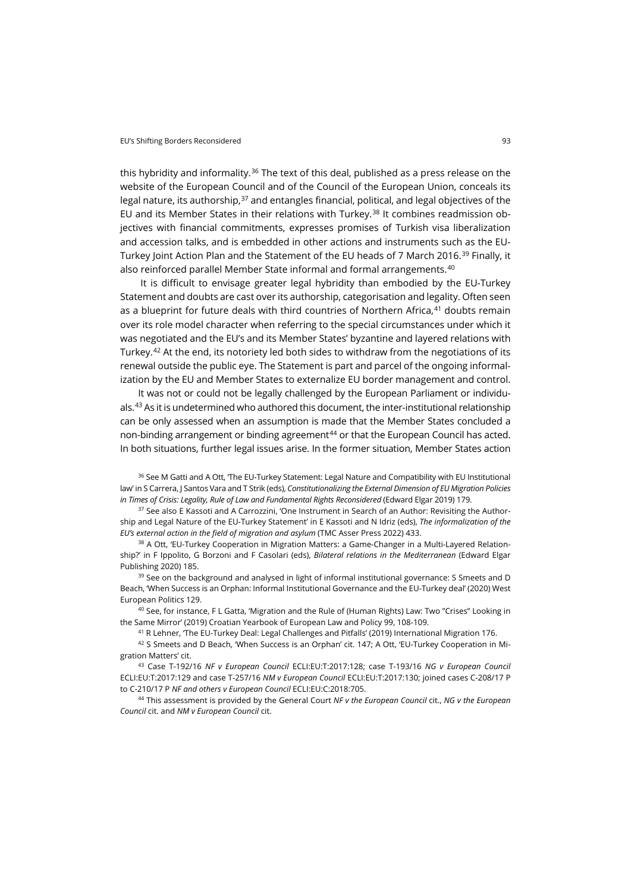this hybridity and informality.[36] The text of this deal, published as a press release on the website of the European Council and of the Council of the European Union, conceals its legal nature, its authorship,[37] and entangles financial, political, and legal objectives of the EU and its Member States in their relations with Turkey.[38] It combines readmission objectives with financial commitments, expresses promises of Turkish visa liberalization and accession talks, and is embedded in other actions and instruments such as the EU-Turkey Joint Action Plan and the Statement of the EU heads of 7 March 2016.[39] Finally, it also reinforced parallel Member State informal and formal arrangements.[40]

It is difficult to envisage greater legal hybridity than embodied by the EU-Turkey Statement and doubts are cast over its authorship, categorisation and legality. Often seen as a blueprint for future deals with third countries of Northern Africa,[41] doubts remain over its role model character when referring to the special circumstances under which it was negotiated and the EU's and its Member States' byzantine and layered relations with Turkey.[42] At the end, its notoriety led both sides to withdraw from the negotiations of its renewal outside the public eye. The Statement is part and parcel of the ongoing informalization by the EU and Member States to externalize EU border management and control.

It was not or could not be legally challenged by the European Parliament or individuals.[43] As it is undetermined who authored this document, the inter-institutional relationship can be only assessed when an assumption is made that the Member States concluded a non-binding arrangement or binding agreement[44] or that the European Council has acted. In both situations, further legal issues arise. In the former situation, Member States action

[36] See M Gatti and A Ott, 'The EU-Turkey Statement: Legal Nature and Compatibility with EU Institutional law' in S Carrera, J Santos Vara and T Strik (eds), *Constitutionalizing the External Dimension of EU Migration Policies in Times of Crisis: Legality, Rule of Law and Fundamental Rights Reconsidered* (Edward Elgar 2019) 179.

[37] See also E Kassoti and A Carrozzini, 'One Instrument in Search of an Author: Revisiting the Authorship and Legal Nature of the EU-Turkey Statement' in E Kassoti and N Idriz (eds), *The informalization of the EU's external action in the field of migration and asylum* (TMC Asser Press 2022) 433.

[38] A Ott, 'EU-Turkey Cooperation in Migration Matters: a Game-Changer in a Multi-Layered Relationship?' in F Ippolito, G Borzoni and F Casolari (eds), *Bilateral relations in the Mediterranean* (Edward Elgar Publishing 2020) 185.

[39] See on the background and analysed in light of informal institutional governance: S Smeets and D Beach, 'When Success is an Orphan: Informal Institutional Governance and the EU-Turkey deal' (2020) West European Politics 129.

[40] See, for instance, F L Gatta, 'Migration and the Rule of (Human Rights) Law: Two "Crises" Looking in the Same Mirror' (2019) Croatian Yearbook of European Law and Policy 99, 108-109.

[41] R Lehner, 'The EU-Turkey Deal: Legal Challenges and Pitfalls' (2019) International Migration 176.

[42] S Smeets and D Beach, 'When Success is an Orphan' cit. 147; A Ott, 'EU-Turkey Cooperation in Migration Matters' cit.

[43] Case T-192/16 *NF v European Council* ECLI:EU:T:2017:128; case T-193/16 *NG v European Council* ECLI:EU:T:2017:129 and case T-257/16 *NM v European Council* ECLI:EU:T:2017:130; joined cases C-208/17 P to C-210/17 P *NF and others v European Council* ECLI:EU:C:2018:705.

[44] This assessment is provided by the General Court *NF v the European Council* cit., *NG v the European Council* cit. and *NM v European Council* cit.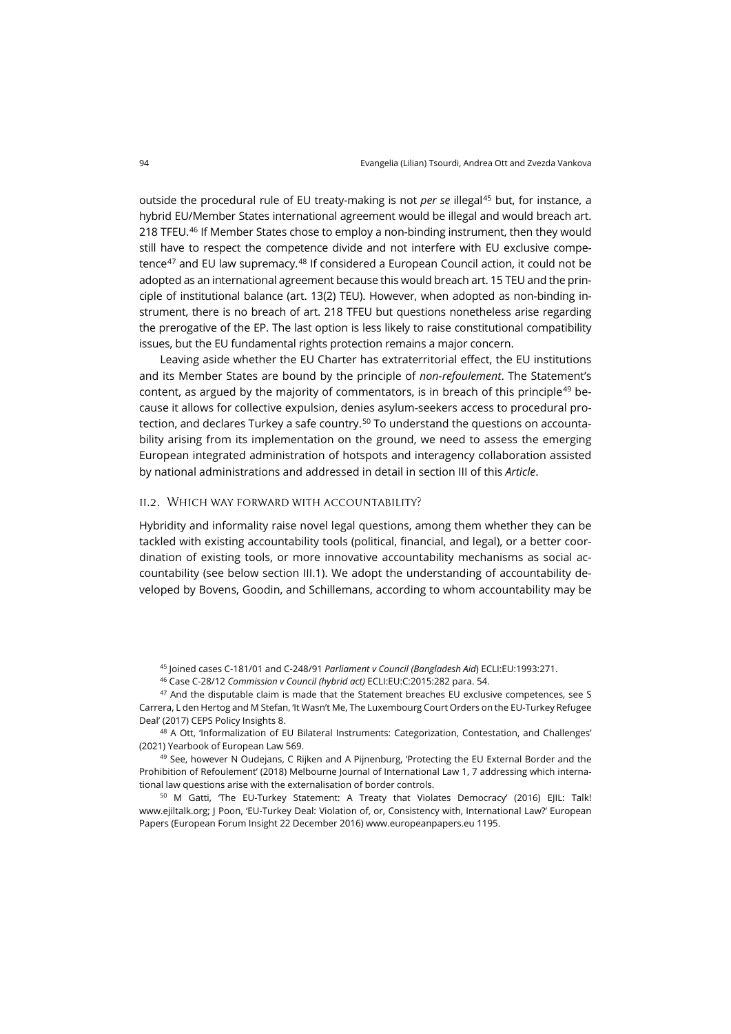outside the procedural rule of EU treaty-making is not *per se* illegal[45] but, for instance, a hybrid EU/Member States international agreement would be illegal and would breach art. 218 TFEU.[46] If Member States chose to employ a non-binding instrument, then they would still have to respect the competence divide and not interfere with EU exclusive competence[47] and EU law supremacy.[48] If considered a European Council action, it could not be adopted as an international agreement because this would breach art. 15 TEU and the principle of institutional balance (art. 13(2) TEU). However, when adopted as non-binding instrument, there is no breach of art. 218 TFEU but questions nonetheless arise regarding the prerogative of the EP. The last option is less likely to raise constitutional compatibility issues, but the EU fundamental rights protection remains a major concern.

Leaving aside whether the EU Charter has extraterritorial effect, the EU institutions and its Member States are bound by the principle of *non-refoulement*. The Statement's content, as argued by the majority of commentators, is in breach of this principle[49] because it allows for collective expulsion, denies asylum-seekers access to procedural protection, and declares Turkey a safe country.[50] To understand the questions on accountability arising from its implementation on the ground, we need to assess the emerging European integrated administration of hotspots and interagency collaboration assisted by national administrations and addressed in detail in section III of this *Article*.

### II.2. Which way forward with accountability?

Hybridity and informality raise novel legal questions, among them whether they can be tackled with existing accountability tools (political, financial, and legal), or a better coordination of existing tools, or more innovative accountability mechanisms as social accountability (see below section III.1). We adopt the understanding of accountability developed by Bovens, Goodin, and Schillemans, according to whom accountability may be

[45] Joined cases C-181/01 and C-248/91 *Parliament v Council (Bangladesh Aid*) ECLI:EU:1993:271.

[46] Case C-28/12 *Commission v Council (hybrid act)* ECLI:EU:C:2015:282 para. 54.

[47] And the disputable claim is made that the Statement breaches EU exclusive competences, see S Carrera, L den Hertog and M Stefan, 'It Wasn't Me, The Luxembourg Court Orders on the EU-Turkey Refugee Deal' (2017) CEPS Policy Insights 8.

[48] A Ott, 'Informalization of EU Bilateral Instruments: Categorization, Contestation, and Challenges' (2021) Yearbook of European Law 569.

[49] See, however N Oudejans, C Rijken and A Pijnenburg, 'Protecting the EU External Border and the Prohibition of Refoulement' (2018) Melbourne Journal of International Law 1, 7 addressing which international law questions arise with the externalisation of border controls.

[50] M Gatti, 'The EU-Turkey Statement: A Treaty that Violates Democracy' (2016) EJIL: Talk! www.ejiltalk.org; J Poon, 'EU-Turkey Deal: Violation of, or, Consistency with, International Law?' European Papers (European Forum Insight 22 December 2016) www.europeanpapers.eu 1195.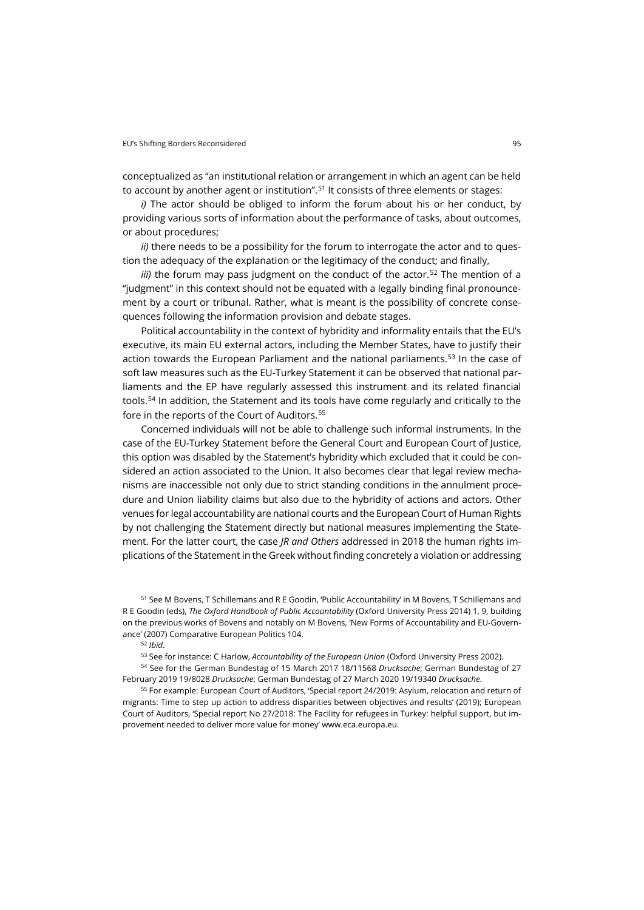conceptualized as "an institutional relation or arrangement in which an agent can be held to account by another agent or institution".[51] It consists of three elements or stages:

*i)* The actor should be obliged to inform the forum about his or her conduct, by providing various sorts of information about the performance of tasks, about outcomes, or about procedures;

*ii)* there needs to be a possibility for the forum to interrogate the actor and to question the adequacy of the explanation or the legitimacy of the conduct; and finally,

*iii)* the forum may pass judgment on the conduct of the actor.[52] The mention of a "judgment" in this context should not be equated with a legally binding final pronouncement by a court or tribunal. Rather, what is meant is the possibility of concrete consequences following the information provision and debate stages.

Political accountability in the context of hybridity and informality entails that the EU's executive, its main EU external actors, including the Member States, have to justify their action towards the European Parliament and the national parliaments.[53] In the case of soft law measures such as the EU-Turkey Statement it can be observed that national parliaments and the EP have regularly assessed this instrument and its related financial tools.[54] In addition, the Statement and its tools have come regularly and critically to the fore in the reports of the Court of Auditors.[55]

Concerned individuals will not be able to challenge such informal instruments. In the case of the EU-Turkey Statement before the General Court and European Court of Justice, this option was disabled by the Statement's hybridity which excluded that it could be considered an action associated to the Union. It also becomes clear that legal review mechanisms are inaccessible not only due to strict standing conditions in the annulment procedure and Union liability claims but also due to the hybridity of actions and actors. Other venues for legal accountability are national courts and the European Court of Human Rights by not challenging the Statement directly but national measures implementing the Statement. For the latter court, the case *JR and Others* addressed in 2018 the human rights implications of the Statement in the Greek without finding concretely a violation or addressing

[51] See M Bovens, T Schillemans and R E Goodin, 'Public Accountability' in M Bovens, T Schillemans and R E Goodin (eds), *The Oxford Handbook of Public Accountability* (Oxford University Press 2014) 1, 9, building on the previous works of Bovens and notably on M Bovens, 'New Forms of Accountability and EU-Governance' (2007) Comparative European Politics 104.

[52] *Ibid*.

[53] See for instance: C Harlow, *Accountability of the European Union* (Oxford University Press 2002).

[54] See for the German Bundestag of 15 March 2017 18/11568 *Drucksache*; German Bundestag of 27 February 2019 19/8028 *Drucksache*; German Bundestag of 27 March 2020 19/19340 *Drucksache*.

[55] For example: European Court of Auditors, 'Special report 24/2019: Asylum, relocation and return of migrants: Time to step up action to address disparities between objectives and results' (2019); European Court of Auditors, 'Special report No 27/2018: The Facility for refugees in Turkey: helpful support, but improvement needed to deliver more value for money' www.eca.europa.eu.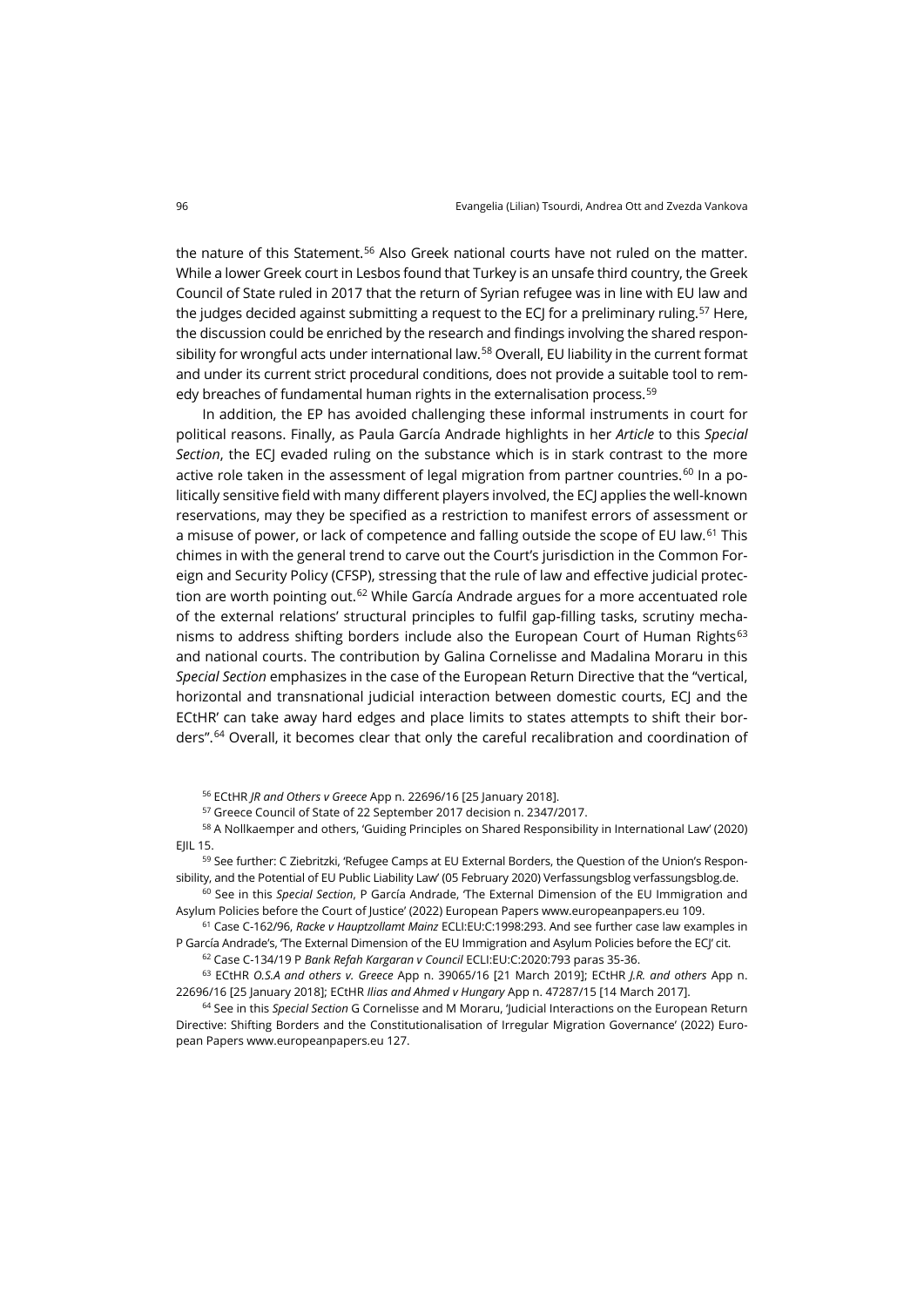the nature of this Statement.[56] Also Greek national courts have not ruled on the matter. While a lower Greek court in Lesbos found that Turkey is an unsafe third country, the Greek Council of State ruled in 2017 that the return of Syrian refugee was in line with EU law and the judges decided against submitting a request to the ECJ for a preliminary ruling.[57] Here, the discussion could be enriched by the research and findings involving the shared responsibility for wrongful acts under international law.[58] Overall, EU liability in the current format and under its current strict procedural conditions, does not provide a suitable tool to remedy breaches of fundamental human rights in the externalisation process.[59]

In addition, the EP has avoided challenging these informal instruments in court for political reasons. Finally, as Paula García Andrade highlights in her *Article* to this *Special Section*, the ECJ evaded ruling on the substance which is in stark contrast to the more active role taken in the assessment of legal migration from partner countries.[60] In a politically sensitive field with many different players involved, the ECJ applies the well-known reservations, may they be specified as a restriction to manifest errors of assessment or a misuse of power, or lack of competence and falling outside the scope of EU law.[61] This chimes in with the general trend to carve out the Court's jurisdiction in the Common Foreign and Security Policy (CFSP), stressing that the rule of law and effective judicial protection are worth pointing out.[62] While García Andrade argues for a more accentuated role of the external relations' structural principles to fulfil gap-filling tasks, scrutiny mechanisms to address shifting borders include also the European Court of Human Rights[63] and national courts. The contribution by Galina Cornelisse and Madalina Moraru in this *Special Section* emphasizes in the case of the European Return Directive that the "vertical, horizontal and transnational judicial interaction between domestic courts, ECJ and the ECtHR' can take away hard edges and place limits to states attempts to shift their borders".[64] Overall, it becomes clear that only the careful recalibration and coordination of

[56] ECtHR *JR and Others v Greece* App n. 22696/16 [25 January 2018].

[57] Greece Council of State of 22 September 2017 decision n. 2347/2017.

[58] A Nollkaemper and others, 'Guiding Principles on Shared Responsibility in International Law' (2020) EJIL 15.

[59] See further: C Ziebritzki, 'Refugee Camps at EU External Borders, the Question of the Union's Responsibility, and the Potential of EU Public Liability Law' (05 February 2020) Verfassungsblog verfassungsblog.de.

[60] See in this *Special Section*, P García Andrade, 'The External Dimension of the EU Immigration and Asylum Policies before the Court of Justice' (2022) European Papers www.europeanpapers.eu 109.

[61] Case C-162/96, *Racke v Hauptzollamt Mainz* ECLI:EU:C:1998:293. And see further case law examples in P García Andrade's, 'The External Dimension of the EU Immigration and Asylum Policies before the ECJ' cit.

[62] Case C-134/19 P *Bank Refah Kargaran v Council* ECLI:EU:C:2020:793 paras 35-36.

[63] ECtHR *O.S.A and others v. Greece* App n. 39065/16 [21 March 2019]; ECtHR *J.R. and others* App n. 22696/16 [25 January 2018]; ECtHR *Ilias and Ahmed v Hungary* App n. 47287/15 [14 March 2017].

[64] See in this *Special Section* G Cornelisse and M Moraru, 'Judicial Interactions on the European Return Directive: Shifting Borders and the Constitutionalisation of Irregular Migration Governance' (2022) European Papers www.europeanpapers.eu 127.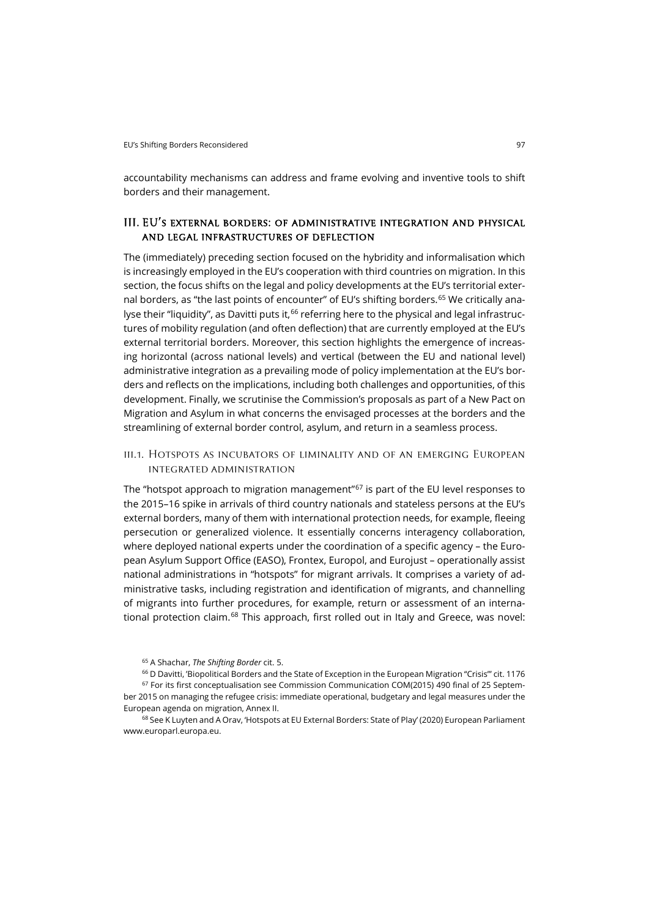accountability mechanisms can address and frame evolving and inventive tools to shift borders and their management.

## III. EU's external borders: of administrative integration and physical and legal infrastructures of deflection

The (immediately) preceding section focused on the hybridity and informalisation which is increasingly employed in the EU's cooperation with third countries on migration. In this section, the focus shifts on the legal and policy developments at the EU's territorial external borders, as "the last points of encounter" of EU's shifting borders.[65] We critically analyse their "liquidity", as Davitti puts it,[66] referring here to the physical and legal infrastructures of mobility regulation (and often deflection) that are currently employed at the EU's external territorial borders. Moreover, this section highlights the emergence of increasing horizontal (across national levels) and vertical (between the EU and national level) administrative integration as a prevailing mode of policy implementation at the EU's borders and reflects on the implications, including both challenges and opportunities, of this development. Finally, we scrutinise the Commission's proposals as part of a New Pact on Migration and Asylum in what concerns the envisaged processes at the borders and the streamlining of external border control, asylum, and return in a seamless process.

### III.1. Hotspots as incubators of liminality and of an emerging European integrated administration

The "hotspot approach to migration management"[67] is part of the EU level responses to the 2015–16 spike in arrivals of third country nationals and stateless persons at the EU's external borders, many of them with international protection needs, for example, fleeing persecution or generalized violence. It essentially concerns interagency collaboration, where deployed national experts under the coordination of a specific agency – the European Asylum Support Office (EASO), Frontex, Europol, and Eurojust – operationally assist national administrations in "hotspots" for migrant arrivals. It comprises a variety of administrative tasks, including registration and identification of migrants, and channelling of migrants into further procedures, for example, return or assessment of an international protection claim.[68] This approach, first rolled out in Italy and Greece, was novel:

[65] A Shachar, *The Shifting Border* cit. 5.

[66] D Davitti, 'Biopolitical Borders and the State of Exception in the European Migration "Crisis"' cit. 1176

[67] For its first conceptualisation see Commission Communication COM(2015) 490 final of 25 September 2015 on managing the refugee crisis: immediate operational, budgetary and legal measures under the European agenda on migration, Annex II.

[68] See K Luyten and A Orav, 'Hotspots at EU External Borders: State of Play' (2020) European Parliament www.europarl.europa.eu.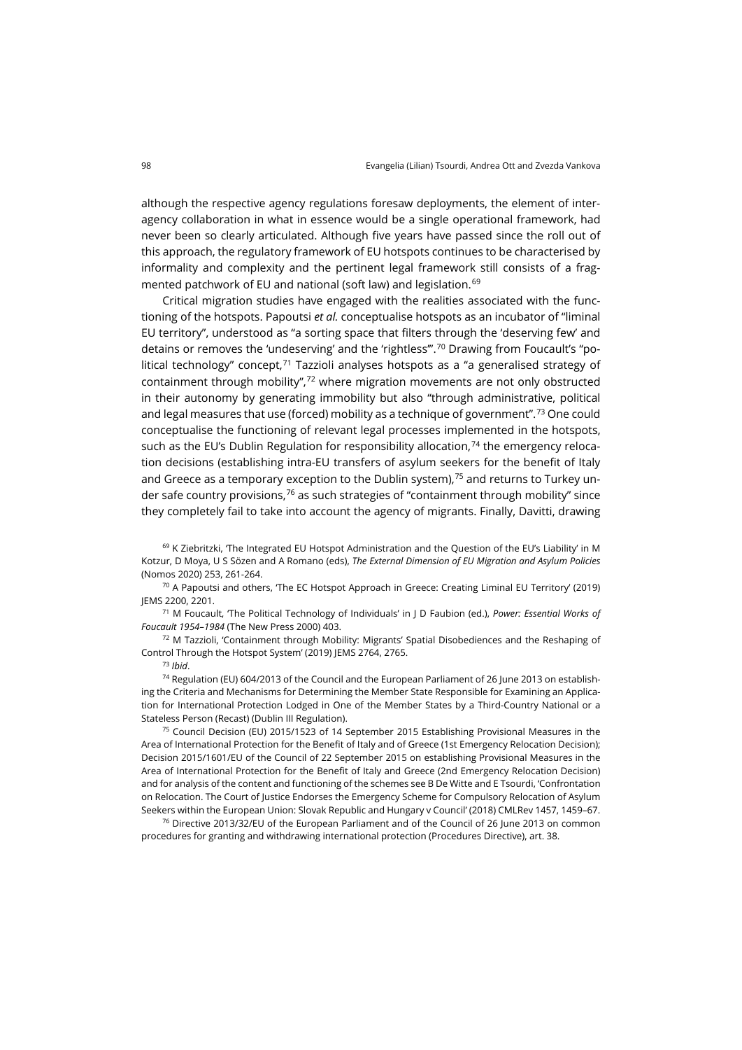although the respective agency regulations foresaw deployments, the element of inter-agency collaboration in what in essence would be a single operational framework, had never been so clearly articulated. Although five years have passed since the roll out of this approach, the regulatory framework of EU hotspots continues to be characterised by informality and complexity and the pertinent legal framework still consists of a fragmented patchwork of EU and national (soft law) and legislation.[69]

Critical migration studies have engaged with the realities associated with the functioning of the hotspots. Papoutsi *et al.* conceptualise hotspots as an incubator of "liminal EU territory", understood as "a sorting space that filters through the 'deserving few' and detains or removes the 'undeserving' and the 'rightless'".[70] Drawing from Foucault's "political technology" concept,[71] Tazzioli analyses hotspots as a "a generalised strategy of containment through mobility",[72] where migration movements are not only obstructed in their autonomy by generating immobility but also "through administrative, political and legal measures that use (forced) mobility as a technique of government".[73] One could conceptualise the functioning of relevant legal processes implemented in the hotspots, such as the EU's Dublin Regulation for responsibility allocation,[74] the emergency relocation decisions (establishing intra-EU transfers of asylum seekers for the benefit of Italy and Greece as a temporary exception to the Dublin system),[75] and returns to Turkey under safe country provisions,[76] as such strategies of "containment through mobility" since they completely fail to take into account the agency of migrants. Finally, Davitti, drawing

[69] K Ziebritzki, 'The Integrated EU Hotspot Administration and the Question of the EU's Liability' in M Kotzur, D Moya, U S Sözen and A Romano (eds), *The External Dimension of EU Migration and Asylum Policies* (Nomos 2020) 253, 261-264.

[70] A Papoutsi and others, 'The EC Hotspot Approach in Greece: Creating Liminal EU Territory' (2019) JEMS 2200, 2201.

[71] M Foucault, 'The Political Technology of Individuals' in J D Faubion (ed.), *Power: Essential Works of Foucault 1954–1984* (The New Press 2000) 403.

[72] M Tazzioli, 'Containment through Mobility: Migrants' Spatial Disobediences and the Reshaping of Control Through the Hotspot System' (2019) JEMS 2764, 2765.

[73] *Ibid*.

[74] Regulation (EU) 604/2013 of the Council and the European Parliament of 26 June 2013 on establishing the Criteria and Mechanisms for Determining the Member State Responsible for Examining an Application for International Protection Lodged in One of the Member States by a Third-Country National or a Stateless Person (Recast) (Dublin III Regulation).

[75] Council Decision (EU) 2015/1523 of 14 September 2015 Establishing Provisional Measures in the Area of International Protection for the Benefit of Italy and of Greece (1st Emergency Relocation Decision); Decision 2015/1601/EU of the Council of 22 September 2015 on establishing Provisional Measures in the Area of International Protection for the Benefit of Italy and Greece (2nd Emergency Relocation Decision) and for analysis of the content and functioning of the schemes see B De Witte and E Tsourdi, 'Confrontation on Relocation. The Court of Justice Endorses the Emergency Scheme for Compulsory Relocation of Asylum Seekers within the European Union: Slovak Republic and Hungary v Council' (2018) CMLRev 1457, 1459–67.

[76] Directive 2013/32/EU of the European Parliament and of the Council of 26 June 2013 on common procedures for granting and withdrawing international protection (Procedures Directive), art. 38.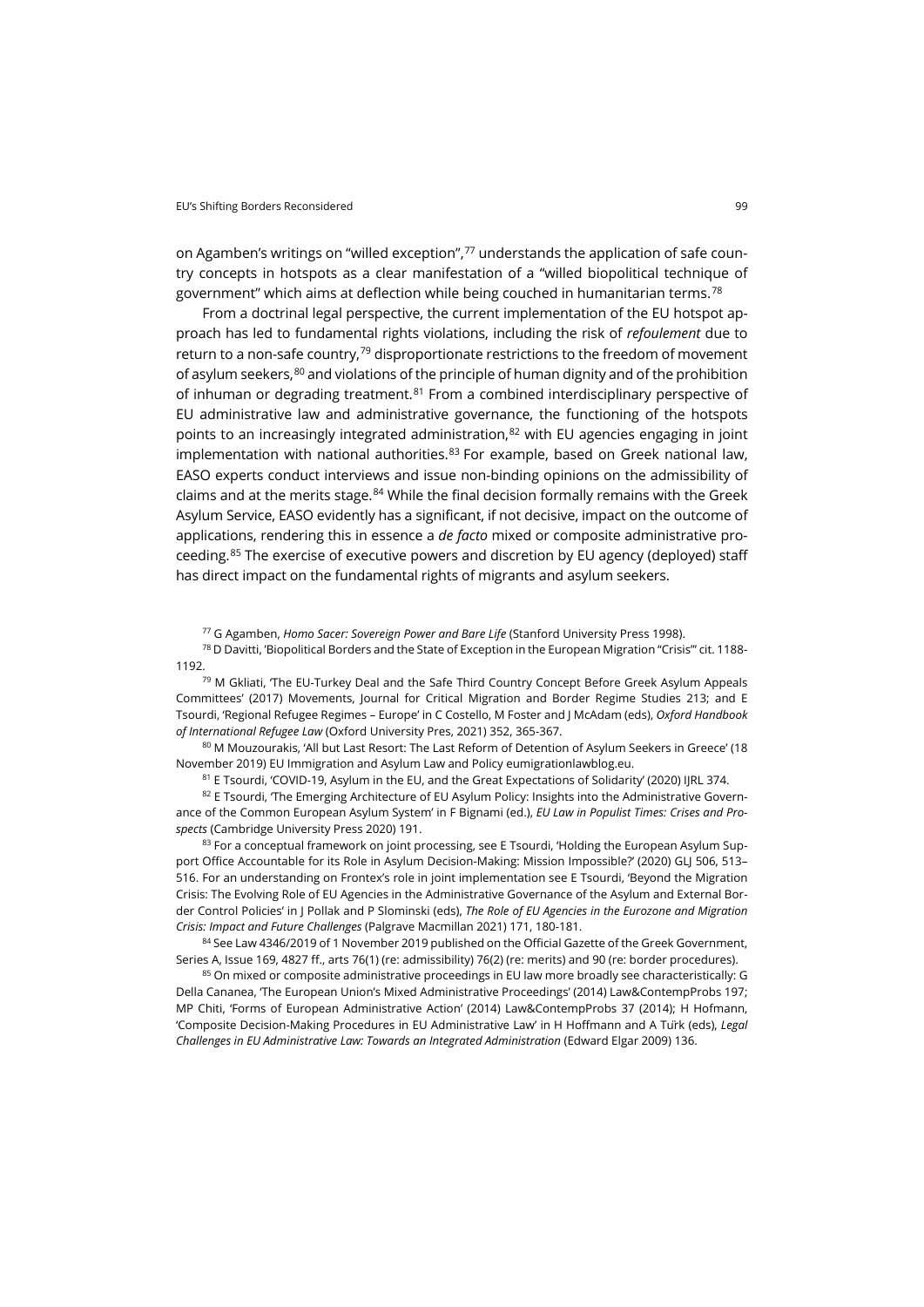on Agamben's writings on "willed exception",[77] understands the application of safe country concepts in hotspots as a clear manifestation of a "willed biopolitical technique of government" which aims at deflection while being couched in humanitarian terms.[78]

From a doctrinal legal perspective, the current implementation of the EU hotspot approach has led to fundamental rights violations, including the risk of *refoulement* due to return to a non-safe country,[79] disproportionate restrictions to the freedom of movement of asylum seekers,[80] and violations of the principle of human dignity and of the prohibition of inhuman or degrading treatment.[81] From a combined interdisciplinary perspective of EU administrative law and administrative governance, the functioning of the hotspots points to an increasingly integrated administration,[82] with EU agencies engaging in joint implementation with national authorities.[83] For example, based on Greek national law, EASO experts conduct interviews and issue non-binding opinions on the admissibility of claims and at the merits stage.[84] While the final decision formally remains with the Greek Asylum Service, EASO evidently has a significant, if not decisive, impact on the outcome of applications, rendering this in essence a *de facto* mixed or composite administrative proceeding.[85] The exercise of executive powers and discretion by EU agency (deployed) staff has direct impact on the fundamental rights of migrants and asylum seekers.

[77] G Agamben, *Homo Sacer: Sovereign Power and Bare Life* (Stanford University Press 1998).

[78] D Davitti, 'Biopolitical Borders and the State of Exception in the European Migration "Crisis"' cit. 1188-1192.

[79] M Gkliati, 'The EU-Turkey Deal and the Safe Third Country Concept Before Greek Asylum Appeals Committees' (2017) Movements, Journal for Critical Migration and Border Regime Studies 213; and E Tsourdi, 'Regional Refugee Regimes – Europe' in C Costello, M Foster and J McAdam (eds), *Oxford Handbook of International Refugee Law* (Oxford University Pres, 2021) 352, 365-367.

[80] M Mouzourakis, 'All but Last Resort: The Last Reform of Detention of Asylum Seekers in Greece' (18 November 2019) EU Immigration and Asylum Law and Policy eumigrationlawblog.eu.

[81] E Tsourdi, 'COVID-19, Asylum in the EU, and the Great Expectations of Solidarity' (2020) IJRL 374.

[82] E Tsourdi, 'The Emerging Architecture of EU Asylum Policy: Insights into the Administrative Governance of the Common European Asylum System' in F Bignami (ed.), *EU Law in Populist Times: Crises and Prospects* (Cambridge University Press 2020) 191.

[83] For a conceptual framework on joint processing, see E Tsourdi, 'Holding the European Asylum Support Office Accountable for its Role in Asylum Decision-Making: Mission Impossible?' (2020) GLJ 506, 513–516. For an understanding on Frontex's role in joint implementation see E Tsourdi, 'Beyond the Migration Crisis: The Evolving Role of EU Agencies in the Administrative Governance of the Asylum and External Border Control Policies' in J Pollak and P Slominski (eds), *The Role of EU Agencies in the Eurozone and Migration Crisis: Impact and Future Challenges* (Palgrave Macmillan 2021) 171, 180-181.

[84] See Law 4346/2019 of 1 November 2019 published on the Official Gazette of the Greek Government, Series A, Issue 169, 4827 ff., arts 76(1) (re: admissibility) 76(2) (re: merits) and 90 (re: border procedures).

[85] On mixed or composite administrative proceedings in EU law more broadly see characteristically: G Della Cananea, 'The European Union's Mixed Administrative Proceedings' (2014) Law&ContempProbs 197; MP Chiti, 'Forms of European Administrative Action' (2014) Law&ContempProbs 37 (2014); H Hofmann, 'Composite Decision-Making Procedures in EU Administrative Law' in H Hoffmann and A Türk (eds), *Legal Challenges in EU Administrative Law: Towards an Integrated Administration* (Edward Elgar 2009) 136.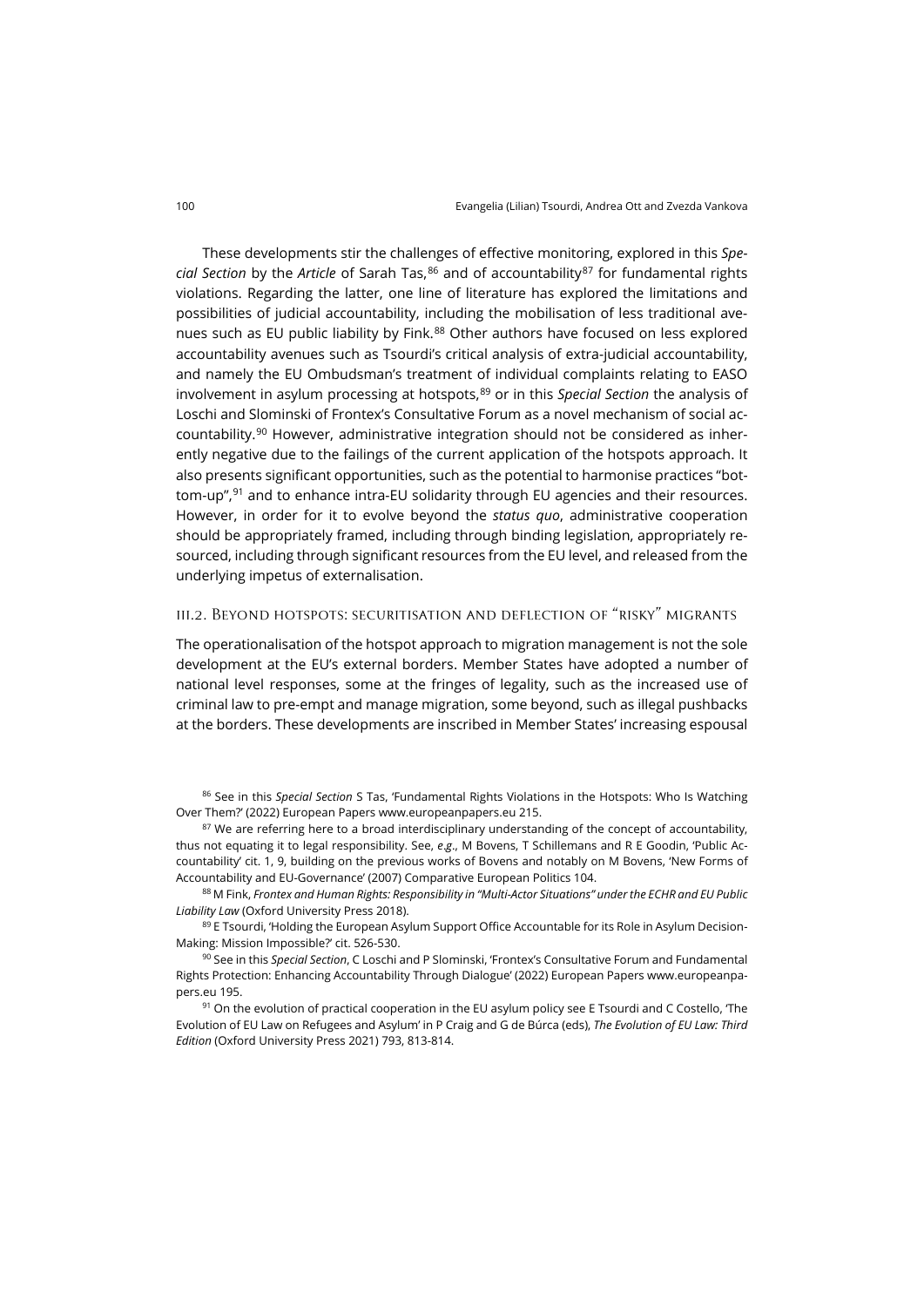These developments stir the challenges of effective monitoring, explored in this *Special Section* by the *Article* of Sarah Tas,[86] and of accountability[87] for fundamental rights violations. Regarding the latter, one line of literature has explored the limitations and possibilities of judicial accountability, including the mobilisation of less traditional avenues such as EU public liability by Fink.[88] Other authors have focused on less explored accountability avenues such as Tsourdi's critical analysis of extra-judicial accountability, and namely the EU Ombudsman's treatment of individual complaints relating to EASO involvement in asylum processing at hotspots,[89] or in this *Special Section* the analysis of Loschi and Slominski of Frontex's Consultative Forum as a novel mechanism of social accountability.[90] However, administrative integration should not be considered as inherently negative due to the failings of the current application of the hotspots approach. It also presents significant opportunities, such as the potential to harmonise practices "bottom-up",[91] and to enhance intra-EU solidarity through EU agencies and their resources. However, in order for it to evolve beyond the *status quo*, administrative cooperation should be appropriately framed, including through binding legislation, appropriately resourced, including through significant resources from the EU level, and released from the underlying impetus of externalisation.

### III.2. Beyond hotspots: securitisation and deflection of "risky" migrants

The operationalisation of the hotspot approach to migration management is not the sole development at the EU's external borders. Member States have adopted a number of national level responses, some at the fringes of legality, such as the increased use of criminal law to pre-empt and manage migration, some beyond, such as illegal pushbacks at the borders. These developments are inscribed in Member States' increasing espousal

---

[86] See in this *Special Section* S Tas, 'Fundamental Rights Violations in the Hotspots: Who Is Watching Over Them?' (2022) European Papers www.europeanpapers.eu 215.

[87] We are referring here to a broad interdisciplinary understanding of the concept of accountability, thus not equating it to legal responsibility. See, *e.g*., M Bovens, T Schillemans and R E Goodin, 'Public Accountability' cit. 1, 9, building on the previous works of Bovens and notably on M Bovens, 'New Forms of Accountability and EU-Governance' (2007) Comparative European Politics 104.

[88] M Fink, *Frontex and Human Rights: Responsibility in "Multi-Actor Situations" under the ECHR and EU Public Liability Law* (Oxford University Press 2018).

[89] E Tsourdi, 'Holding the European Asylum Support Office Accountable for its Role in Asylum Decision-Making: Mission Impossible?' cit. 526-530.

[90] See in this *Special Section*, C Loschi and P Slominski, 'Frontex's Consultative Forum and Fundamental Rights Protection: Enhancing Accountability Through Dialogue' (2022) European Papers www.europeanpapers.eu 195.

[91] On the evolution of practical cooperation in the EU asylum policy see E Tsourdi and C Costello, 'The Evolution of EU Law on Refugees and Asylum' in P Craig and G de Búrca (eds), *The Evolution of EU Law: Third Edition* (Oxford University Press 2021) 793, 813-814.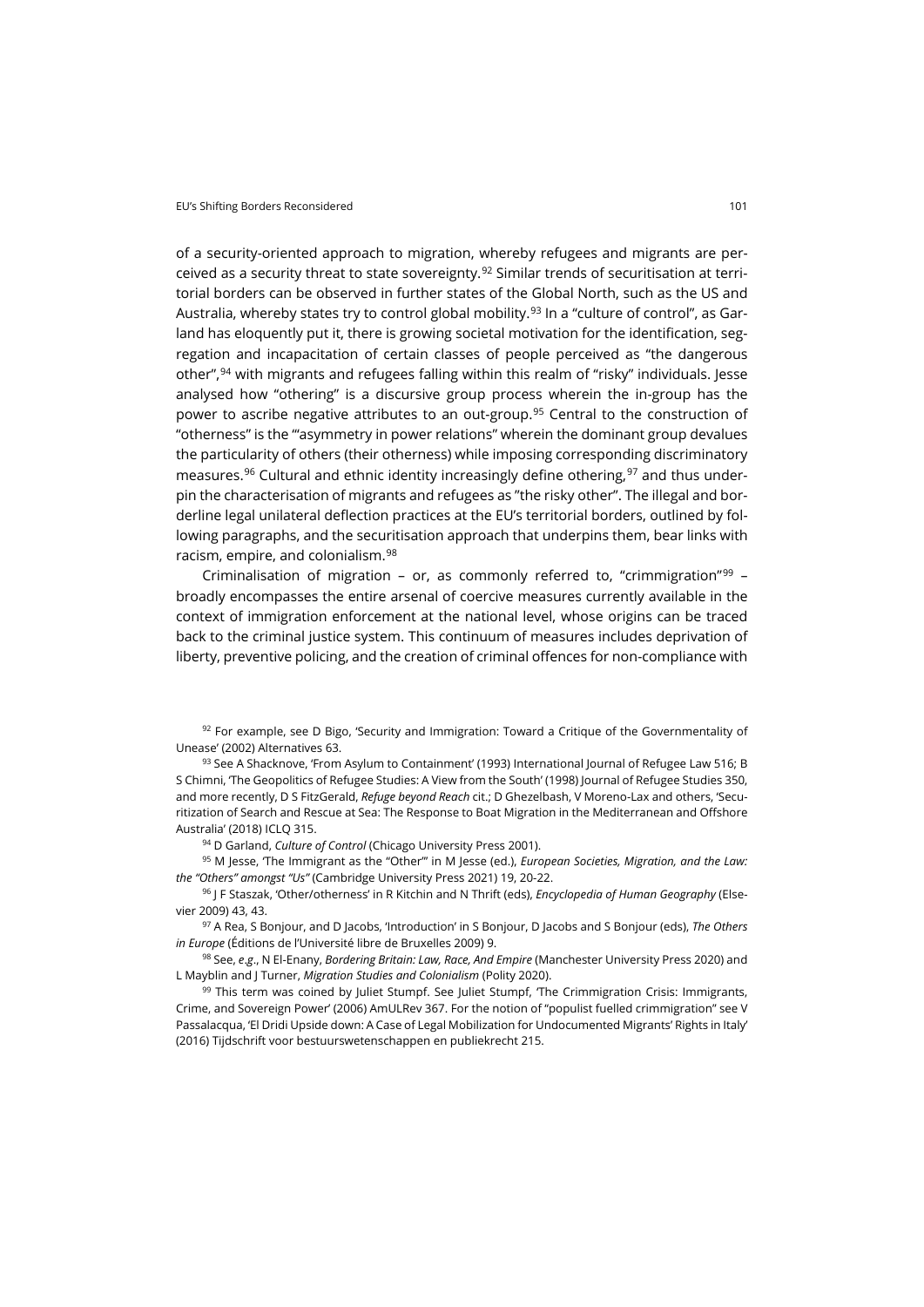of a security-oriented approach to migration, whereby refugees and migrants are perceived as a security threat to state sovereignty.[92] Similar trends of securitisation at territorial borders can be observed in further states of the Global North, such as the US and Australia, whereby states try to control global mobility.[93] In a "culture of control", as Garland has eloquently put it, there is growing societal motivation for the identification, segregation and incapacitation of certain classes of people perceived as "the dangerous other",[94] with migrants and refugees falling within this realm of "risky" individuals. Jesse analysed how "othering" is a discursive group process wherein the in-group has the power to ascribe negative attributes to an out-group.[95] Central to the construction of "otherness" is the "'asymmetry in power relations" wherein the dominant group devalues the particularity of others (their otherness) while imposing corresponding discriminatory measures.[96] Cultural and ethnic identity increasingly define othering,[97] and thus underpin the characterisation of migrants and refugees as "the risky other". The illegal and borderline legal unilateral deflection practices at the EU's territorial borders, outlined by following paragraphs, and the securitisation approach that underpins them, bear links with racism, empire, and colonialism.[98]

Criminalisation of migration – or, as commonly referred to, "crimmigration"[99] – broadly encompasses the entire arsenal of coercive measures currently available in the context of immigration enforcement at the national level, whose origins can be traced back to the criminal justice system. This continuum of measures includes deprivation of liberty, preventive policing, and the creation of criminal offences for non-compliance with

[92] For example, see D Bigo, 'Security and Immigration: Toward a Critique of the Governmentality of Unease' (2002) Alternatives 63.

[93] See A Shacknove, 'From Asylum to Containment' (1993) International Journal of Refugee Law 516; B S Chimni, 'The Geopolitics of Refugee Studies: A View from the South' (1998) Journal of Refugee Studies 350, and more recently, D S FitzGerald, *Refuge beyond Reach* cit.; D Ghezelbash, V Moreno-Lax and others, 'Securitization of Search and Rescue at Sea: The Response to Boat Migration in the Mediterranean and Offshore Australia' (2018) ICLQ 315.

[94] D Garland, *Culture of Control* (Chicago University Press 2001).

[95] M Jesse, 'The Immigrant as the "Other"' in M Jesse (ed.), *European Societies, Migration, and the Law: the "Others" amongst "Us"* (Cambridge University Press 2021) 19, 20-22.

[96] J F Staszak, 'Other/otherness' in R Kitchin and N Thrift (eds), *Encyclopedia of Human Geography* (Elsevier 2009) 43, 43.

[97] A Rea, S Bonjour, and D Jacobs, 'Introduction' in S Bonjour, D Jacobs and S Bonjour (eds), *The Others in Europe* (Éditions de l'Université libre de Bruxelles 2009) 9.

[98] See, *e.g*., N El-Enany, *Bordering Britain: Law, Race, And Empire* (Manchester University Press 2020) and L Mayblin and J Turner, *Migration Studies and Colonialism* (Polity 2020).

[99] This term was coined by Juliet Stumpf. See Juliet Stumpf, 'The Crimmigration Crisis: Immigrants, Crime, and Sovereign Power' (2006) AmULRev 367. For the notion of "populist fuelled crimmigration" see V Passalacqua, 'El Dridi Upside down: A Case of Legal Mobilization for Undocumented Migrants' Rights in Italy' (2016) Tijdschrift voor bestuurswetenschappen en publiekrecht 215.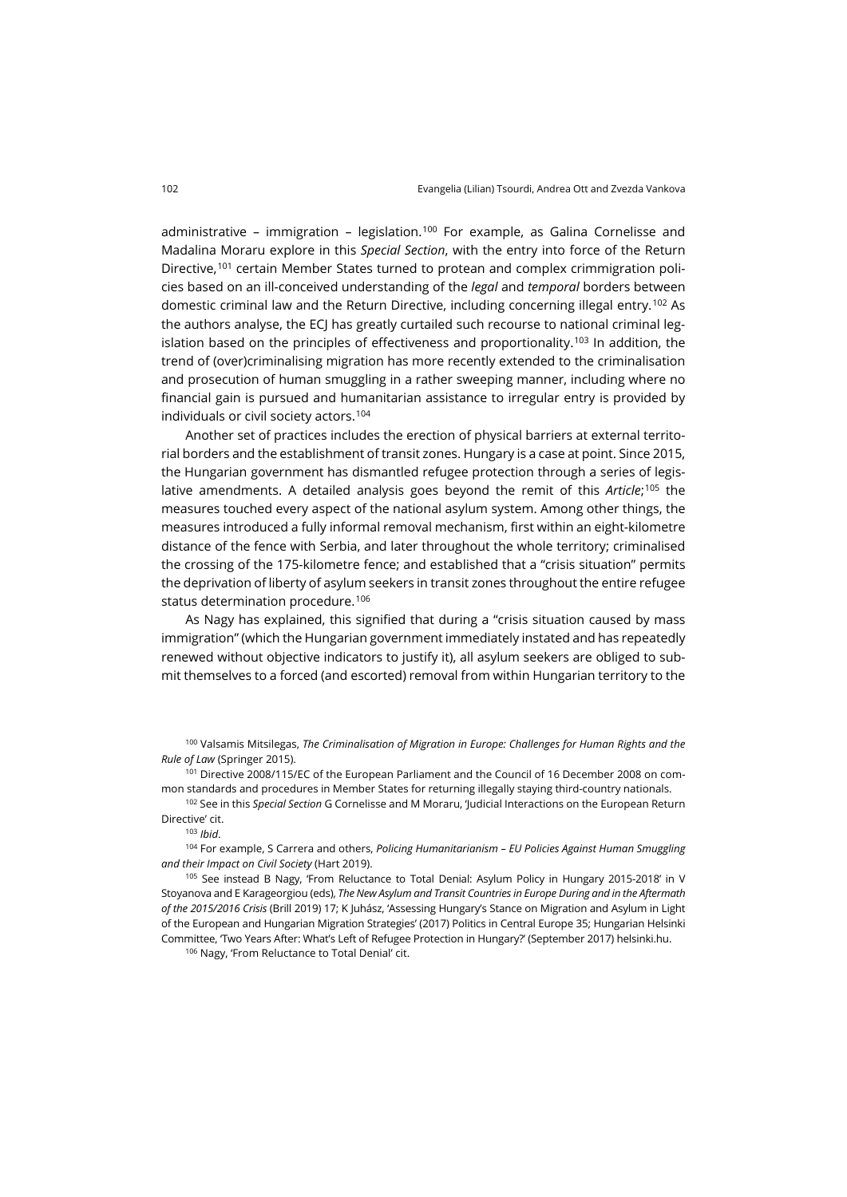administrative – immigration – legislation.[100] For example, as Galina Cornelisse and Madalina Moraru explore in this *Special Section*, with the entry into force of the Return Directive,[101] certain Member States turned to protean and complex crimmigration policies based on an ill-conceived understanding of the *legal* and *temporal* borders between domestic criminal law and the Return Directive, including concerning illegal entry.[102] As the authors analyse, the ECJ has greatly curtailed such recourse to national criminal legislation based on the principles of effectiveness and proportionality.[103] In addition, the trend of (over)criminalising migration has more recently extended to the criminalisation and prosecution of human smuggling in a rather sweeping manner, including where no financial gain is pursued and humanitarian assistance to irregular entry is provided by individuals or civil society actors.[104]

Another set of practices includes the erection of physical barriers at external territorial borders and the establishment of transit zones. Hungary is a case at point. Since 2015, the Hungarian government has dismantled refugee protection through a series of legislative amendments. A detailed analysis goes beyond the remit of this *Article*;[105] the measures touched every aspect of the national asylum system. Among other things, the measures introduced a fully informal removal mechanism, first within an eight-kilometre distance of the fence with Serbia, and later throughout the whole territory; criminalised the crossing of the 175-kilometre fence; and established that a "crisis situation" permits the deprivation of liberty of asylum seekers in transit zones throughout the entire refugee status determination procedure.[106]

As Nagy has explained, this signified that during a "crisis situation caused by mass immigration" (which the Hungarian government immediately instated and has repeatedly renewed without objective indicators to justify it), all asylum seekers are obliged to submit themselves to a forced (and escorted) removal from within Hungarian territory to the

[100] Valsamis Mitsilegas, *The Criminalisation of Migration in Europe: Challenges for Human Rights and the Rule of Law* (Springer 2015).

[101] Directive 2008/115/EC of the European Parliament and the Council of 16 December 2008 on common standards and procedures in Member States for returning illegally staying third-country nationals.

[102] See in this *Special Section* G Cornelisse and M Moraru, 'Judicial Interactions on the European Return Directive' cit.

[103] *Ibid*.

[104] For example, S Carrera and others, *Policing Humanitarianism – EU Policies Against Human Smuggling and their Impact on Civil Society* (Hart 2019).

[105] See instead B Nagy, 'From Reluctance to Total Denial: Asylum Policy in Hungary 2015-2018' in V Stoyanova and E Karageorgiou (eds), *The New Asylum and Transit Countries in Europe During and in the Aftermath of the 2015/2016 Crisis* (Brill 2019) 17; K Juhász, 'Assessing Hungary's Stance on Migration and Asylum in Light of the European and Hungarian Migration Strategies' (2017) Politics in Central Europe 35; Hungarian Helsinki Committee, 'Two Years After: What's Left of Refugee Protection in Hungary?' (September 2017) helsinki.hu.

[106] Nagy, 'From Reluctance to Total Denial' cit.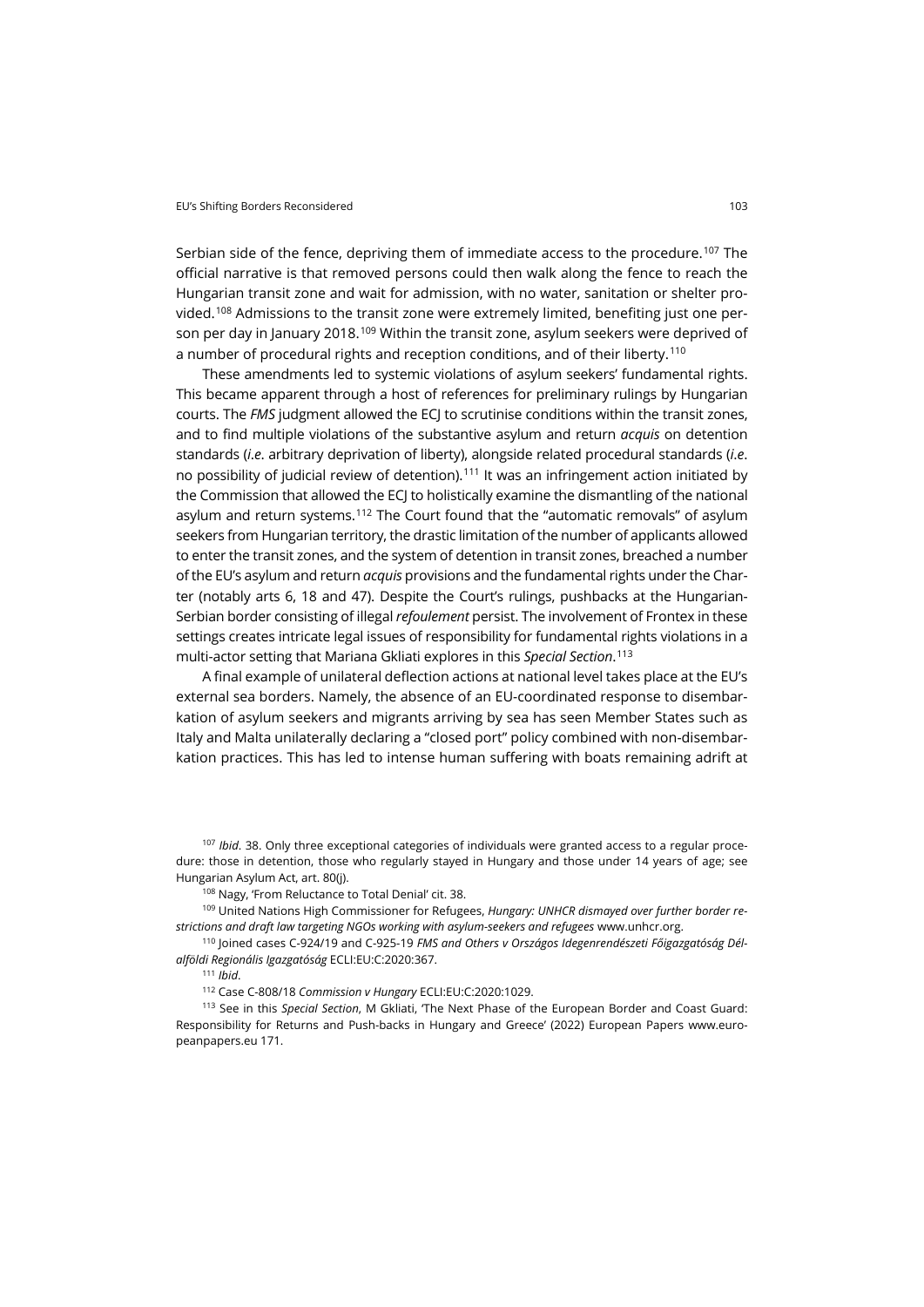Serbian side of the fence, depriving them of immediate access to the procedure.[107] The official narrative is that removed persons could then walk along the fence to reach the Hungarian transit zone and wait for admission, with no water, sanitation or shelter provided.[108] Admissions to the transit zone were extremely limited, benefiting just one person per day in January 2018.[109] Within the transit zone, asylum seekers were deprived of a number of procedural rights and reception conditions, and of their liberty.[110]

These amendments led to systemic violations of asylum seekers' fundamental rights. This became apparent through a host of references for preliminary rulings by Hungarian courts. The *FMS* judgment allowed the ECJ to scrutinise conditions within the transit zones, and to find multiple violations of the substantive asylum and return *acquis* on detention standards (*i.e.* arbitrary deprivation of liberty), alongside related procedural standards (*i.e.* no possibility of judicial review of detention).[111] It was an infringement action initiated by the Commission that allowed the ECJ to holistically examine the dismantling of the national asylum and return systems.[112] The Court found that the "automatic removals" of asylum seekers from Hungarian territory, the drastic limitation of the number of applicants allowed to enter the transit zones, and the system of detention in transit zones, breached a number of the EU's asylum and return *acquis* provisions and the fundamental rights under the Charter (notably arts 6, 18 and 47). Despite the Court's rulings, pushbacks at the Hungarian-Serbian border consisting of illegal *refoulement* persist. The involvement of Frontex in these settings creates intricate legal issues of responsibility for fundamental rights violations in a multi-actor setting that Mariana Gkliati explores in this *Special Section*.[113]

A final example of unilateral deflection actions at national level takes place at the EU's external sea borders. Namely, the absence of an EU-coordinated response to disembarkation of asylum seekers and migrants arriving by sea has seen Member States such as Italy and Malta unilaterally declaring a "closed port" policy combined with non-disembarkation practices. This has led to intense human suffering with boats remaining adrift at

[107] *Ibid*. 38. Only three exceptional categories of individuals were granted access to a regular procedure: those in detention, those who regularly stayed in Hungary and those under 14 years of age; see Hungarian Asylum Act, art. 80(j).

[108] Nagy, 'From Reluctance to Total Denial' cit. 38.

[109] United Nations High Commissioner for Refugees, *Hungary: UNHCR dismayed over further border restrictions and draft law targeting NGOs working with asylum-seekers and refugees* www.unhcr.org.

[110] Joined cases C-924/19 and C-925-19 *FMS and Others v Országos Idegenrendészeti Főigazgatóság Dél-alföldi Regionális Igazgatóság* ECLI:EU:C:2020:367.

[111] *Ibid*.

[112] Case C-808/18 *Commission v Hungary* ECLI:EU:C:2020:1029.

[113] See in this *Special Section*, M Gkliati, 'The Next Phase of the European Border and Coast Guard: Responsibility for Returns and Push-backs in Hungary and Greece' (2022) European Papers www.europeanpapers.eu 171.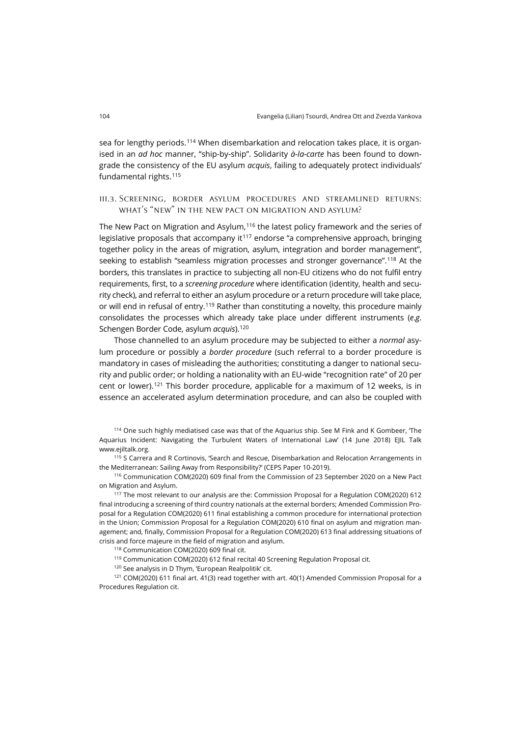sea for lengthy periods.[114] When disembarkation and relocation takes place, it is organised in an *ad hoc* manner, "ship-by-ship". Solidarity *à-la-carte* has been found to downgrade the consistency of the EU asylum *acquis*, failing to adequately protect individuals' fundamental rights.[115]

### III.3. Screening, border asylum procedures and streamlined returns: what's "new" in the New Pact on Migration and Asylum?

The New Pact on Migration and Asylum,[116] the latest policy framework and the series of legislative proposals that accompany it[117] endorse "a comprehensive approach, bringing together policy in the areas of migration, asylum, integration and border management", seeking to establish "seamless migration processes and stronger governance".[118] At the borders, this translates in practice to subjecting all non-EU citizens who do not fulfil entry requirements, first, to a *screening procedure* where identification (identity, health and security check), and referral to either an asylum procedure or a return procedure will take place, or will end in refusal of entry.[119] Rather than constituting a novelty, this procedure mainly consolidates the processes which already take place under different instruments (*e.g*. Schengen Border Code, asylum *acquis*).[120]

Those channelled to an asylum procedure may be subjected to either a *normal* asylum procedure or possibly a *border procedure* (such referral to a border procedure is mandatory in cases of misleading the authorities; constituting a danger to national security and public order; or holding a nationality with an EU-wide "recognition rate" of 20 per cent or lower).[121] This border procedure, applicable for a maximum of 12 weeks, is in essence an accelerated asylum determination procedure, and can also be coupled with

[114] One such highly mediatised case was that of the Aquarius ship. See M Fink and K Gombeer, 'The Aquarius Incident: Navigating the Turbulent Waters of International Law' (14 June 2018) EJIL Talk www.ejiltalk.org.

[115] S Carrera and R Cortinovis, 'Search and Rescue, Disembarkation and Relocation Arrangements in the Mediterranean: Sailing Away from Responsibility?' (CEPS Paper 10-2019).

[116] Communication COM(2020) 609 final from the Commission of 23 September 2020 on a New Pact on Migration and Asylum.

[117] The most relevant to our analysis are the: Commission Proposal for a Regulation COM(2020) 612 final introducing a screening of third country nationals at the external borders; Amended Commission Proposal for a Regulation COM(2020) 611 final establishing a common procedure for international protection in the Union; Commission Proposal for a Regulation COM(2020) 610 final on asylum and migration management; and, finally, Commission Proposal for a Regulation COM(2020) 613 final addressing situations of crisis and force majeure in the field of migration and asylum.

[118] Communication COM(2020) 609 final cit.

[119] Communication COM(2020) 612 final recital 40 Screening Regulation Proposal cit.

[120] See analysis in D Thym, 'European Realpolitik' cit.

[121] COM(2020) 611 final art. 41(3) read together with art. 40(1) Amended Commission Proposal for a Procedures Regulation cit.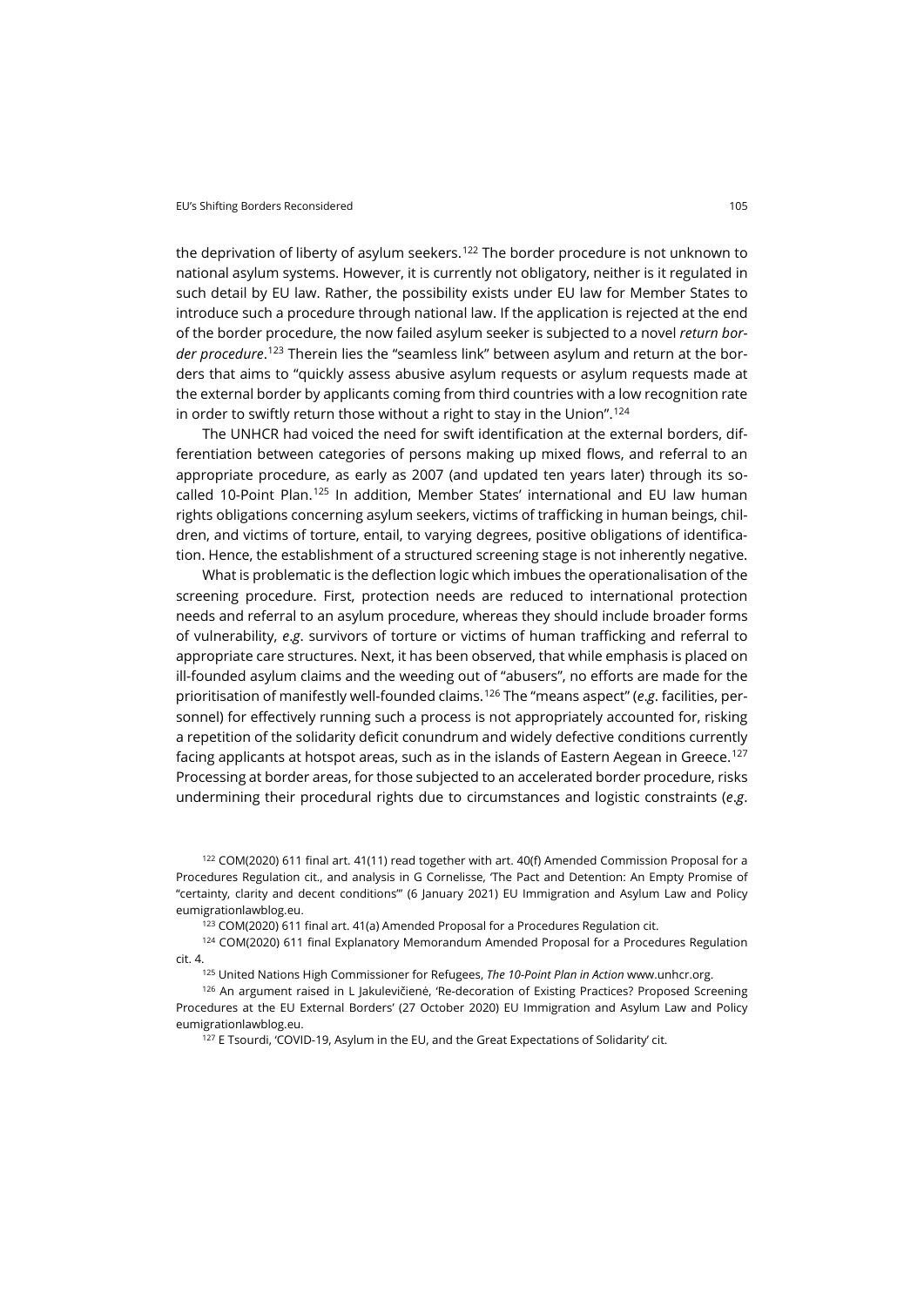the deprivation of liberty of asylum seekers.[122] The border procedure is not unknown to national asylum systems. However, it is currently not obligatory, neither is it regulated in such detail by EU law. Rather, the possibility exists under EU law for Member States to introduce such a procedure through national law. If the application is rejected at the end of the border procedure, the now failed asylum seeker is subjected to a novel *return border procedure*.[123] Therein lies the "seamless link" between asylum and return at the borders that aims to "quickly assess abusive asylum requests or asylum requests made at the external border by applicants coming from third countries with a low recognition rate in order to swiftly return those without a right to stay in the Union".[124]

The UNHCR had voiced the need for swift identification at the external borders, differentiation between categories of persons making up mixed flows, and referral to an appropriate procedure, as early as 2007 (and updated ten years later) through its so-called 10-Point Plan.[125] In addition, Member States' international and EU law human rights obligations concerning asylum seekers, victims of trafficking in human beings, children, and victims of torture, entail, to varying degrees, positive obligations of identification. Hence, the establishment of a structured screening stage is not inherently negative.

What is problematic is the deflection logic which imbues the operationalisation of the screening procedure. First, protection needs are reduced to international protection needs and referral to an asylum procedure, whereas they should include broader forms of vulnerability, *e.g*. survivors of torture or victims of human trafficking and referral to appropriate care structures. Next, it has been observed, that while emphasis is placed on ill-founded asylum claims and the weeding out of "abusers", no efforts are made for the prioritisation of manifestly well-founded claims.[126] The "means aspect" (*e.g*. facilities, personnel) for effectively running such a process is not appropriately accounted for, risking a repetition of the solidarity deficit conundrum and widely defective conditions currently facing applicants at hotspot areas, such as in the islands of Eastern Aegean in Greece.[127] Processing at border areas, for those subjected to an accelerated border procedure, risks undermining their procedural rights due to circumstances and logistic constraints (*e.g*.

[122] COM(2020) 611 final art. 41(11) read together with art. 40(f) Amended Commission Proposal for a Procedures Regulation cit., and analysis in G Cornelisse, 'The Pact and Detention: An Empty Promise of "certainty, clarity and decent conditions"' (6 January 2021) EU Immigration and Asylum Law and Policy eumigrationlawblog.eu.

[123] COM(2020) 611 final art. 41(a) Amended Proposal for a Procedures Regulation cit.

[124] COM(2020) 611 final Explanatory Memorandum Amended Proposal for a Procedures Regulation cit. 4.

[125] United Nations High Commissioner for Refugees, *The 10-Point Plan in Action* www.unhcr.org.

[126] An argument raised in L Jakulevičienė, 'Re-decoration of Existing Practices? Proposed Screening Procedures at the EU External Borders' (27 October 2020) EU Immigration and Asylum Law and Policy eumigrationlawblog.eu.

[127] E Tsourdi, 'COVID-19, Asylum in the EU, and the Great Expectations of Solidarity' cit.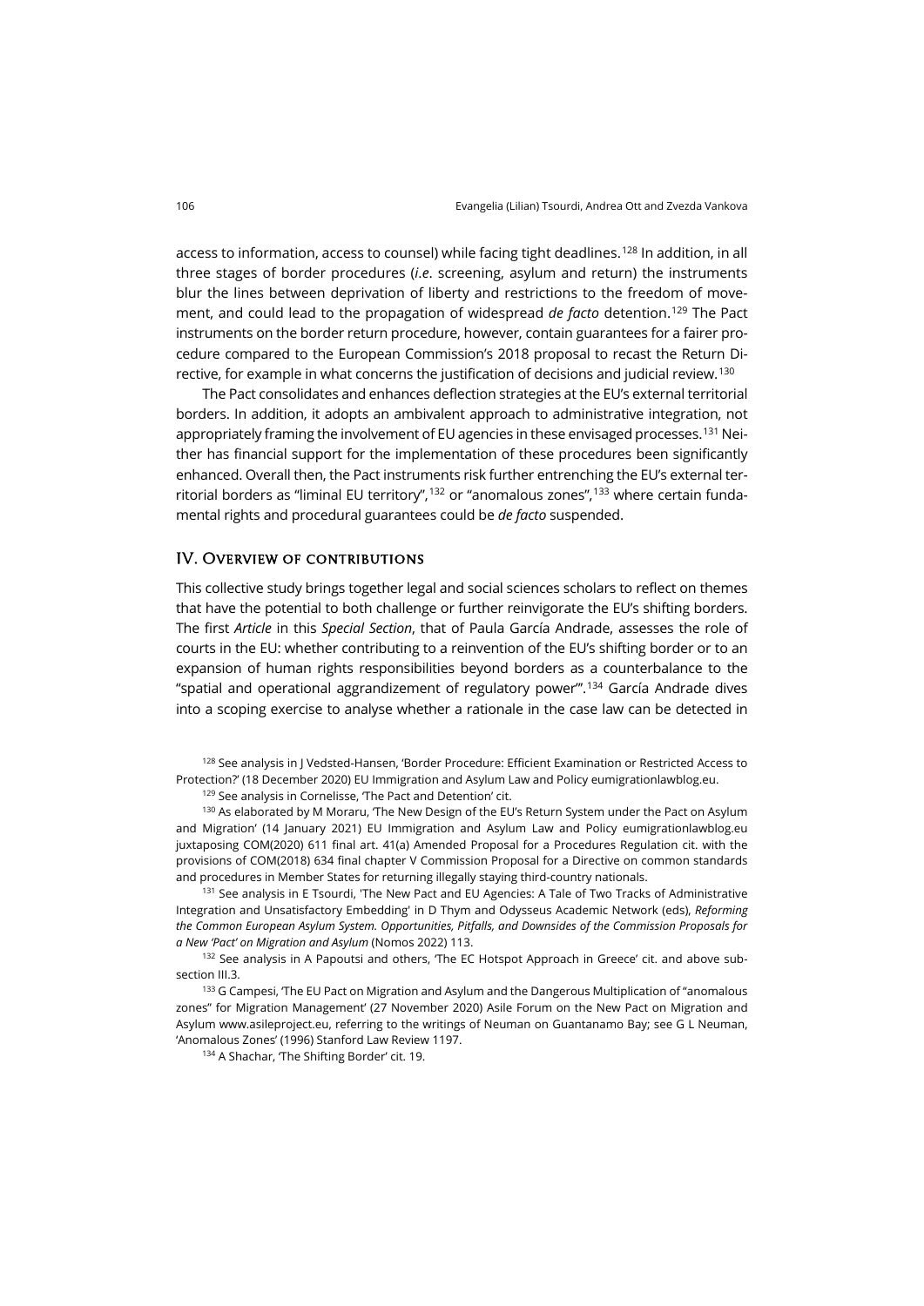access to information, access to counsel) while facing tight deadlines.[128] In addition, in all three stages of border procedures (*i.e.* screening, asylum and return) the instruments blur the lines between deprivation of liberty and restrictions to the freedom of movement, and could lead to the propagation of widespread *de facto* detention.[129] The Pact instruments on the border return procedure, however, contain guarantees for a fairer procedure compared to the European Commission's 2018 proposal to recast the Return Directive, for example in what concerns the justification of decisions and judicial review.[130]

The Pact consolidates and enhances deflection strategies at the EU's external territorial borders. In addition, it adopts an ambivalent approach to administrative integration, not appropriately framing the involvement of EU agencies in these envisaged processes.[131] Neither has financial support for the implementation of these procedures been significantly enhanced. Overall then, the Pact instruments risk further entrenching the EU's external territorial borders as "liminal EU territory",[132] or "anomalous zones",[133] where certain fundamental rights and procedural guarantees could be *de facto* suspended.

## IV. Overview of contributions

This collective study brings together legal and social sciences scholars to reflect on themes that have the potential to both challenge or further reinvigorate the EU's shifting borders. The first *Article* in this *Special Section*, that of Paula García Andrade, assesses the role of courts in the EU: whether contributing to a reinvention of the EU's shifting border or to an expansion of human rights responsibilities beyond borders as a counterbalance to the "spatial and operational aggrandizement of regulatory power"'.[134] García Andrade dives into a scoping exercise to analyse whether a rationale in the case law can be detected in

[128] See analysis in J Vedsted-Hansen, 'Border Procedure: Efficient Examination or Restricted Access to Protection?' (18 December 2020) EU Immigration and Asylum Law and Policy eumigrationlawblog.eu.

[129] See analysis in Cornelisse, 'The Pact and Detention' cit.

[130] As elaborated by M Moraru, 'The New Design of the EU's Return System under the Pact on Asylum and Migration' (14 January 2021) EU Immigration and Asylum Law and Policy eumigrationlawblog.eu juxtaposing COM(2020) 611 final art. 41(a) Amended Proposal for a Procedures Regulation cit. with the provisions of COM(2018) 634 final chapter V Commission Proposal for a Directive on common standards and procedures in Member States for returning illegally staying third-country nationals.

[131] See analysis in E Tsourdi, 'The New Pact and EU Agencies: A Tale of Two Tracks of Administrative Integration and Unsatisfactory Embedding' in D Thym and Odysseus Academic Network (eds), *Reforming the Common European Asylum System. Opportunities, Pitfalls, and Downsides of the Commission Proposals for a New 'Pact' on Migration and Asylum* (Nomos 2022) 113.

[132] See analysis in A Papoutsi and others, 'The EC Hotspot Approach in Greece' cit. and above subsection III.3.

[133] G Campesi, 'The EU Pact on Migration and Asylum and the Dangerous Multiplication of "anomalous zones" for Migration Management' (27 November 2020) Asile Forum on the New Pact on Migration and Asylum www.asileproject.eu, referring to the writings of Neuman on Guantanamo Bay; see G L Neuman, 'Anomalous Zones' (1996) Stanford Law Review 1197.

[134] A Shachar, 'The Shifting Border' cit. 19.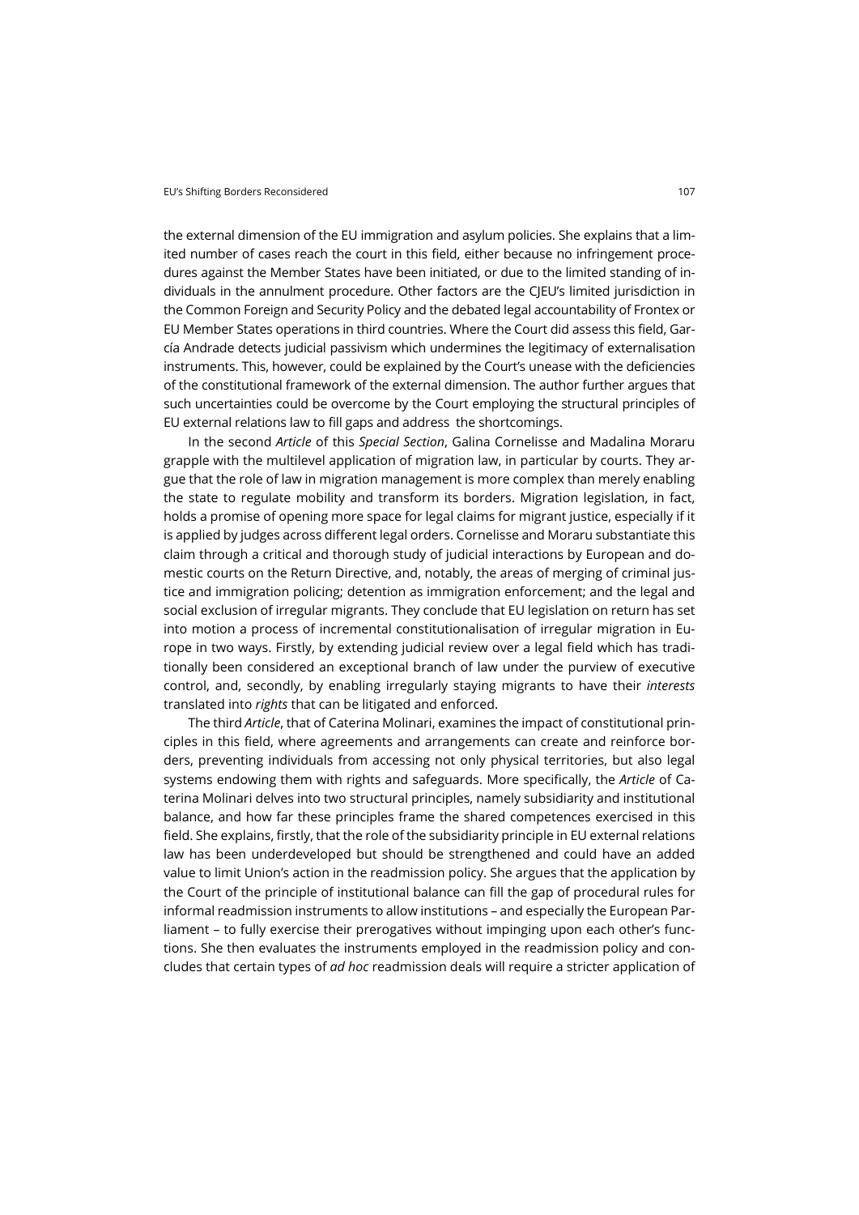the external dimension of the EU immigration and asylum policies. She explains that a limited number of cases reach the court in this field, either because no infringement procedures against the Member States have been initiated, or due to the limited standing of individuals in the annulment procedure. Other factors are the CJEU's limited jurisdiction in the Common Foreign and Security Policy and the debated legal accountability of Frontex or EU Member States operations in third countries. Where the Court did assess this field, García Andrade detects judicial passivism which undermines the legitimacy of externalisation instruments. This, however, could be explained by the Court's unease with the deficiencies of the constitutional framework of the external dimension. The author further argues that such uncertainties could be overcome by the Court employing the structural principles of EU external relations law to fill gaps and address the shortcomings.

In the second *Article* of this *Special Section*, Galina Cornelisse and Madalina Moraru grapple with the multilevel application of migration law, in particular by courts. They argue that the role of law in migration management is more complex than merely enabling the state to regulate mobility and transform its borders. Migration legislation, in fact, holds a promise of opening more space for legal claims for migrant justice, especially if it is applied by judges across different legal orders. Cornelisse and Moraru substantiate this claim through a critical and thorough study of judicial interactions by European and domestic courts on the Return Directive, and, notably, the areas of merging of criminal justice and immigration policing; detention as immigration enforcement; and the legal and social exclusion of irregular migrants. They conclude that EU legislation on return has set into motion a process of incremental constitutionalisation of irregular migration in Europe in two ways. Firstly, by extending judicial review over a legal field which has traditionally been considered an exceptional branch of law under the purview of executive control, and, secondly, by enabling irregularly staying migrants to have their *interests* translated into *rights* that can be litigated and enforced.

The third *Article*, that of Caterina Molinari, examines the impact of constitutional principles in this field, where agreements and arrangements can create and reinforce borders, preventing individuals from accessing not only physical territories, but also legal systems endowing them with rights and safeguards. More specifically, the *Article* of Caterina Molinari delves into two structural principles, namely subsidiarity and institutional balance, and how far these principles frame the shared competences exercised in this field. She explains, firstly, that the role of the subsidiarity principle in EU external relations law has been underdeveloped but should be strengthened and could have an added value to limit Union's action in the readmission policy. She argues that the application by the Court of the principle of institutional balance can fill the gap of procedural rules for informal readmission instruments to allow institutions – and especially the European Parliament – to fully exercise their prerogatives without impinging upon each other's functions. She then evaluates the instruments employed in the readmission policy and concludes that certain types of *ad hoc* readmission deals will require a stricter application of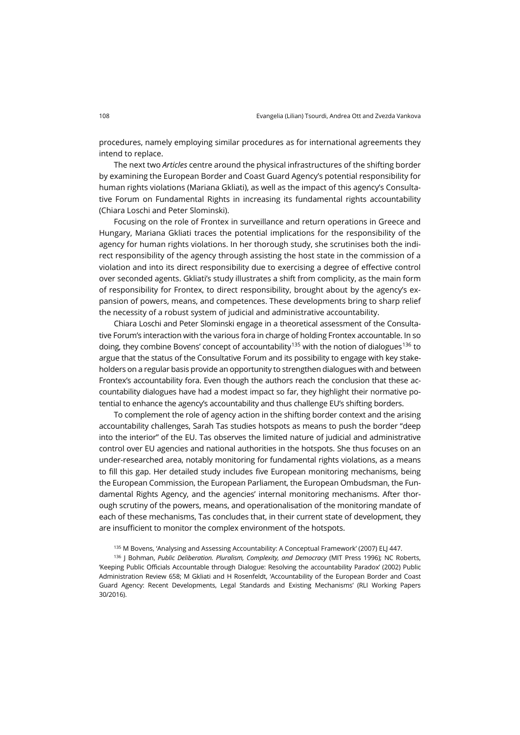procedures, namely employing similar procedures as for international agreements they intend to replace.

The next two *Articles* centre around the physical infrastructures of the shifting border by examining the European Border and Coast Guard Agency's potential responsibility for human rights violations (Mariana Gkliati), as well as the impact of this agency's Consultative Forum on Fundamental Rights in increasing its fundamental rights accountability (Chiara Loschi and Peter Slominski).

Focusing on the role of Frontex in surveillance and return operations in Greece and Hungary, Mariana Gkliati traces the potential implications for the responsibility of the agency for human rights violations. In her thorough study, she scrutinises both the indirect responsibility of the agency through assisting the host state in the commission of a violation and into its direct responsibility due to exercising a degree of effective control over seconded agents. Gkliati's study illustrates a shift from complicity, as the main form of responsibility for Frontex, to direct responsibility, brought about by the agency's expansion of powers, means, and competences. These developments bring to sharp relief the necessity of a robust system of judicial and administrative accountability.

Chiara Loschi and Peter Slominski engage in a theoretical assessment of the Consultative Forum's interaction with the various fora in charge of holding Frontex accountable. In so doing, they combine Bovens' concept of accountability[135] with the notion of dialogues[136] to argue that the status of the Consultative Forum and its possibility to engage with key stakeholders on a regular basis provide an opportunity to strengthen dialogues with and between Frontex's accountability fora. Even though the authors reach the conclusion that these accountability dialogues have had a modest impact so far, they highlight their normative potential to enhance the agency's accountability and thus challenge EU's shifting borders.

To complement the role of agency action in the shifting border context and the arising accountability challenges, Sarah Tas studies hotspots as means to push the border "deep into the interior" of the EU. Tas observes the limited nature of judicial and administrative control over EU agencies and national authorities in the hotspots. She thus focuses on an under-researched area, notably monitoring for fundamental rights violations, as a means to fill this gap. Her detailed study includes five European monitoring mechanisms, being the European Commission, the European Parliament, the European Ombudsman, the Fundamental Rights Agency, and the agencies' internal monitoring mechanisms. After thorough scrutiny of the powers, means, and operationalisation of the monitoring mandate of each of these mechanisms, Tas concludes that, in their current state of development, they are insufficient to monitor the complex environment of the hotspots.

[135] M Bovens, 'Analysing and Assessing Accountability: A Conceptual Framework' (2007) ELJ 447.

[136] J Bohman, *Public Deliberation. Pluralism, Complexity, and Democracy* (MIT Press 1996); NC Roberts, 'Keeping Public Officials Accountable through Dialogue: Resolving the accountability Paradox' (2002) Public Administration Review 658; M Gkliati and H Rosenfeldt, 'Accountability of the European Border and Coast Guard Agency: Recent Developments, Legal Standards and Existing Mechanisms' (RLI Working Papers 30/2016).